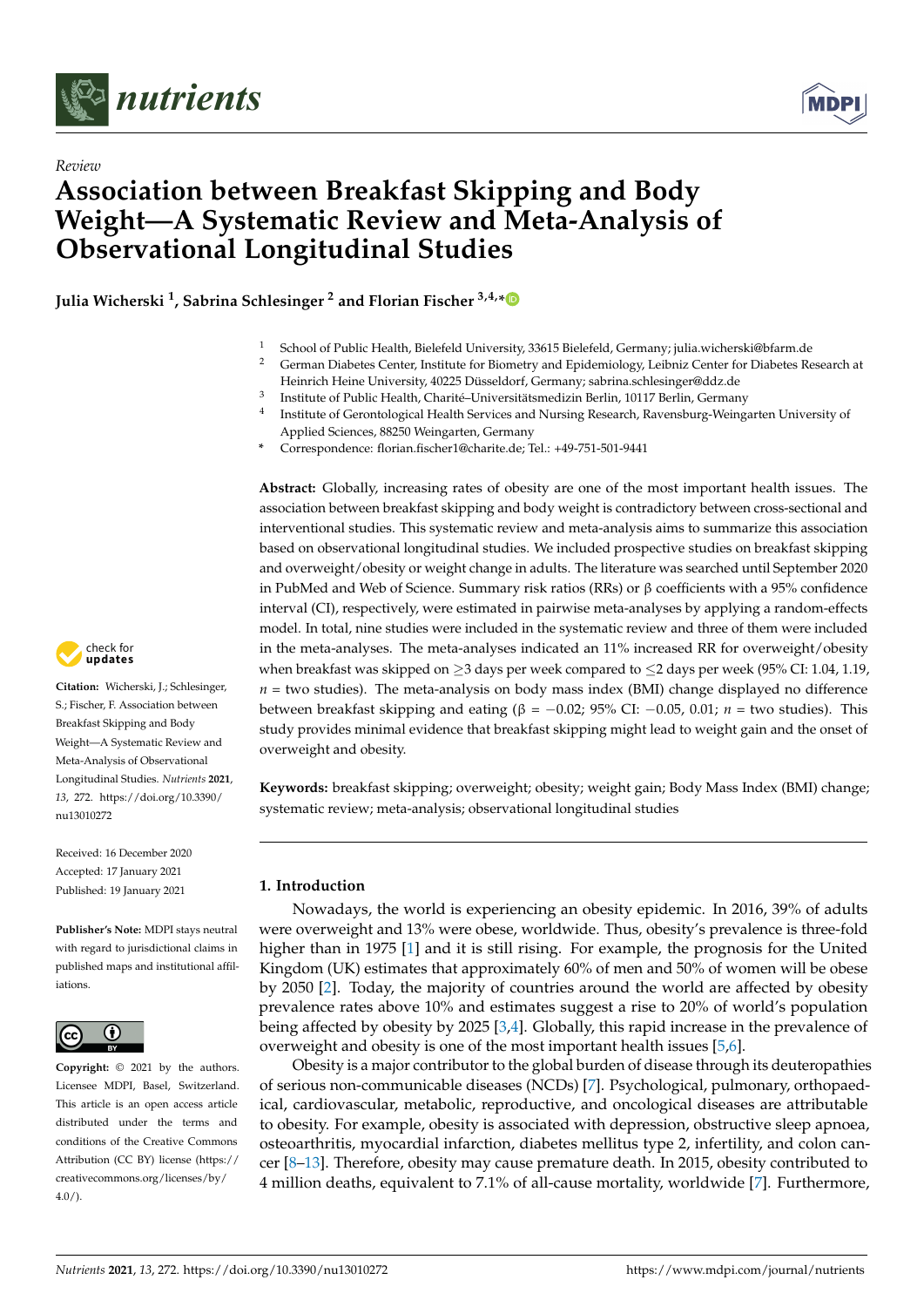Review

# Association between Breakfast Skipping and Body Weight—A Systematic Review and Meta-Analysis of Observational Longitudinal Studies

**Julia Wicherski [1], Sabrina Schlesinger [2] and Florian Fischer [3,4,*]**

[1] School of Public Health, Bielefeld University, 33615 Bielefeld, Germany; julia.wicherski@bfarm.de
[2] German Diabetes Center, Institute for Biometry and Epidemiology, Leibniz Center for Diabetes Research at Heinrich Heine University, 40225 Düsseldorf, Germany; sabrina.schlesinger@ddz.de
[3] Institute of Public Health, Charité–Universitätsmedizin Berlin, 10117 Berlin, Germany
[4] Institute of Gerontological Health Services and Nursing Research, Ravensburg-Weingarten University of Applied Sciences, 88250 Weingarten, Germany
[*] Correspondence: florian.fischer1@charite.de; Tel.: +49-751-501-9441

**Abstract:** Globally, increasing rates of obesity are one of the most important health issues. The association between breakfast skipping and body weight is contradictory between cross-sectional and interventional studies. This systematic review and meta-analysis aims to summarize this association based on observational longitudinal studies. We included prospective studies on breakfast skipping and overweight/obesity or weight change in adults. The literature was searched until September 2020 in PubMed and Web of Science. Summary risk ratios (RRs) or β coefficients with a 95% confidence interval (CI), respectively, were estimated in pairwise meta-analyses by applying a random-effects model. In total, nine studies were included in the systematic review and three of them were included in the meta-analyses. The meta-analyses indicated an 11% increased RR for overweight/obesity when breakfast was skipped on ≥3 days per week compared to ≤2 days per week (95% CI: 1.04, 1.19, $n$ = two studies). The meta-analysis on body mass index (BMI) change displayed no difference between breakfast skipping and eating (β = −0.02; 95% CI: −0.05, 0.01; $n$ = two studies). This study provides minimal evidence that breakfast skipping might lead to weight gain and the onset of overweight and obesity.

**Keywords:** breakfast skipping; overweight; obesity; weight gain; Body Mass Index (BMI) change; systematic review; meta-analysis; observational longitudinal studies

**Citation:** Wicherski, J.; Schlesinger, S.; Fischer, F. Association between Breakfast Skipping and Body Weight—A Systematic Review and Meta-Analysis of Observational Longitudinal Studies. *Nutrients* **2021**, *13*, 272. https://doi.org/10.3390/nu13010272

Received: 16 December 2020
Accepted: 17 January 2021
Published: 19 January 2021

**Publisher's Note:** MDPI stays neutral with regard to jurisdictional claims in published maps and institutional affiliations.

**Copyright:** © 2021 by the authors. Licensee MDPI, Basel, Switzerland. This article is an open access article distributed under the terms and conditions of the Creative Commons Attribution (CC BY) license (https://creativecommons.org/licenses/by/4.0/).

## 1. Introduction

Nowadays, the world is experiencing an obesity epidemic. In 2016, 39% of adults were overweight and 13% were obese, worldwide. Thus, obesity's prevalence is three-fold higher than in 1975 [1] and it is still rising. For example, the prognosis for the United Kingdom (UK) estimates that approximately 60% of men and 50% of women will be obese by 2050 [2]. Today, the majority of countries around the world are affected by obesity prevalence rates above 10% and estimates suggest a rise to 20% of world's population being affected by obesity by 2025 [3,4]. Globally, this rapid increase in the prevalence of overweight and obesity is one of the most important health issues [5,6].

Obesity is a major contributor to the global burden of disease through its deuteropathies of serious non-communicable diseases (NCDs) [7]. Psychological, pulmonary, orthopaedical, cardiovascular, metabolic, reproductive, and oncological diseases are attributable to obesity. For example, obesity is associated with depression, obstructive sleep apnoea, osteoarthritis, myocardial infarction, diabetes mellitus type 2, infertility, and colon cancer [8–13]. Therefore, obesity may cause premature death. In 2015, obesity contributed to 4 million deaths, equivalent to 7.1% of all-cause mortality, worldwide [7]. Furthermore,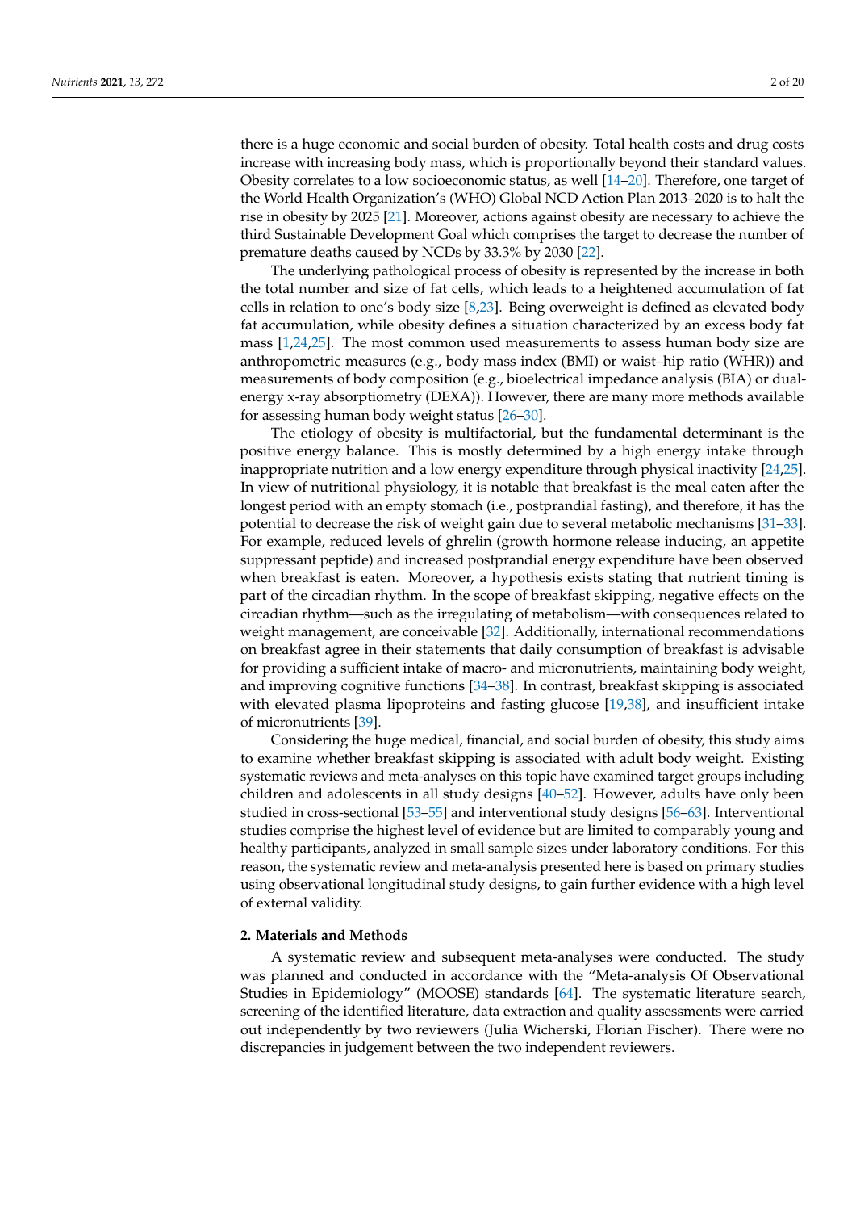there is a huge economic and social burden of obesity. Total health costs and drug costs increase with increasing body mass, which is proportionally beyond their standard values. Obesity correlates to a low socioeconomic status, as well [14–20]. Therefore, one target of the World Health Organization's (WHO) Global NCD Action Plan 2013–2020 is to halt the rise in obesity by 2025 [21]. Moreover, actions against obesity are necessary to achieve the third Sustainable Development Goal which comprises the target to decrease the number of premature deaths caused by NCDs by 33.3% by 2030 [22].

The underlying pathological process of obesity is represented by the increase in both the total number and size of fat cells, which leads to a heightened accumulation of fat cells in relation to one's body size [8,23]. Being overweight is defined as elevated body fat accumulation, while obesity defines a situation characterized by an excess body fat mass [1,24,25]. The most common used measurements to assess human body size are anthropometric measures (e.g., body mass index (BMI) or waist–hip ratio (WHR)) and measurements of body composition (e.g., bioelectrical impedance analysis (BIA) or dual-energy x-ray absorptiometry (DEXA)). However, there are many more methods available for assessing human body weight status [26–30].

The etiology of obesity is multifactorial, but the fundamental determinant is the positive energy balance. This is mostly determined by a high energy intake through inappropriate nutrition and a low energy expenditure through physical inactivity [24,25]. In view of nutritional physiology, it is notable that breakfast is the meal eaten after the longest period with an empty stomach (i.e., postprandial fasting), and therefore, it has the potential to decrease the risk of weight gain due to several metabolic mechanisms [31–33]. For example, reduced levels of ghrelin (growth hormone release inducing, an appetite suppressant peptide) and increased postprandial energy expenditure have been observed when breakfast is eaten. Moreover, a hypothesis exists stating that nutrient timing is part of the circadian rhythm. In the scope of breakfast skipping, negative effects on the circadian rhythm—such as the irregulating of metabolism—with consequences related to weight management, are conceivable [32]. Additionally, international recommendations on breakfast agree in their statements that daily consumption of breakfast is advisable for providing a sufficient intake of macro- and micronutrients, maintaining body weight, and improving cognitive functions [34–38]. In contrast, breakfast skipping is associated with elevated plasma lipoproteins and fasting glucose [19,38], and insufficient intake of micronutrients [39].

Considering the huge medical, financial, and social burden of obesity, this study aims to examine whether breakfast skipping is associated with adult body weight. Existing systematic reviews and meta-analyses on this topic have examined target groups including children and adolescents in all study designs [40–52]. However, adults have only been studied in cross-sectional [53–55] and interventional study designs [56–63]. Interventional studies comprise the highest level of evidence but are limited to comparably young and healthy participants, analyzed in small sample sizes under laboratory conditions. For this reason, the systematic review and meta-analysis presented here is based on primary studies using observational longitudinal study designs, to gain further evidence with a high level of external validity.

## 2. Materials and Methods

A systematic review and subsequent meta-analyses were conducted. The study was planned and conducted in accordance with the "Meta-analysis Of Observational Studies in Epidemiology" (MOOSE) standards [64]. The systematic literature search, screening of the identified literature, data extraction and quality assessments were carried out independently by two reviewers (Julia Wicherski, Florian Fischer). There were no discrepancies in judgement between the two independent reviewers.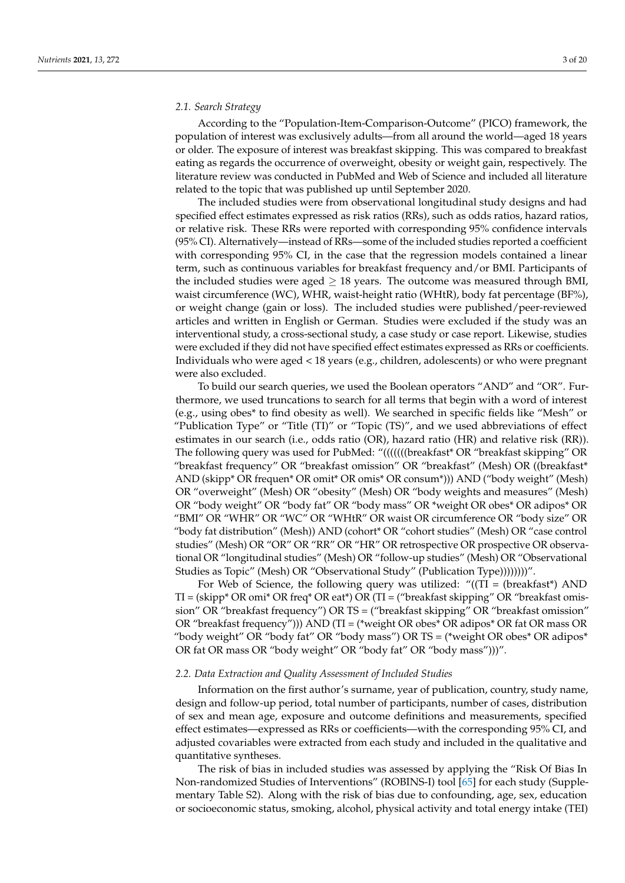### 2.1. Search Strategy

According to the "Population-Item-Comparison-Outcome" (PICO) framework, the population of interest was exclusively adults—from all around the world—aged 18 years or older. The exposure of interest was breakfast skipping. This was compared to breakfast eating as regards the occurrence of overweight, obesity or weight gain, respectively. The literature review was conducted in PubMed and Web of Science and included all literature related to the topic that was published up until September 2020.

The included studies were from observational longitudinal study designs and had specified effect estimates expressed as risk ratios (RRs), such as odds ratios, hazard ratios, or relative risk. These RRs were reported with corresponding 95% confidence intervals (95% CI). Alternatively—instead of RRs—some of the included studies reported a coefficient with corresponding 95% CI, in the case that the regression models contained a linear term, such as continuous variables for breakfast frequency and/or BMI. Participants of the included studies were aged $\geq$ 18 years. The outcome was measured through BMI, waist circumference (WC), WHR, waist-height ratio (WHtR), body fat percentage (BF%), or weight change (gain or loss). The included studies were published/peer-reviewed articles and written in English or German. Studies were excluded if the study was an interventional study, a cross-sectional study, a case study or case report. Likewise, studies were excluded if they did not have specified effect estimates expressed as RRs or coefficients. Individuals who were aged < 18 years (e.g., children, adolescents) or who were pregnant were also excluded.

To build our search queries, we used the Boolean operators "AND" and "OR". Furthermore, we used truncations to search for all terms that begin with a word of interest (e.g., using obes* to find obesity as well). We searched in specific fields like "Mesh" or "Publication Type" or "Title (TI)" or "Topic (TS)", and we used abbreviations of effect estimates in our search (i.e., odds ratio (OR), hazard ratio (HR) and relative risk (RR)). The following query was used for PubMed: "(((((((breakfast* OR "breakfast skipping" OR "breakfast frequency" OR "breakfast omission" OR "breakfast" (Mesh) OR ((breakfast* AND (skipp* OR frequen* OR omit* OR omis* OR consum*))) AND ("body weight" (Mesh) OR "overweight" (Mesh) OR "obesity" (Mesh) OR "body weights and measures" (Mesh) OR "body weight" OR "body fat" OR "body mass" OR *weight OR obes* OR adipos* OR "BMI" OR "WHR" OR "WC" OR "WHtR" OR waist OR circumference OR "body size" OR "body fat distribution" (Mesh)) AND (cohort* OR "cohort studies" (Mesh) OR "case control studies" (Mesh) OR "OR" OR "RR" OR "HR" OR retrospective OR prospective OR observational OR "longitudinal studies" (Mesh) OR "follow-up studies" (Mesh) OR "Observational Studies as Topic" (Mesh) OR "Observational Study" (Publication Type))))))))".

For Web of Science, the following query was utilized: "((TI = (breakfast*) AND TI = (skipp* OR omi* OR freq* OR eat*) OR (TI = ("breakfast skipping" OR "breakfast omission" OR "breakfast frequency") OR TS = ("breakfast skipping" OR "breakfast omission" OR "breakfast frequency"))) AND (TI = (*weight OR obes* OR adipos* OR fat OR mass OR "body weight" OR "body fat" OR "body mass") OR TS = (*weight OR obes* OR adipos* OR fat OR mass OR "body weight" OR "body fat" OR "body mass")))".

### 2.2. Data Extraction and Quality Assessment of Included Studies

Information on the first author's surname, year of publication, country, study name, design and follow-up period, total number of participants, number of cases, distribution of sex and mean age, exposure and outcome definitions and measurements, specified effect estimates—expressed as RRs or coefficients—with the corresponding 95% CI, and adjusted covariables were extracted from each study and included in the qualitative and quantitative syntheses.

The risk of bias in included studies was assessed by applying the "Risk Of Bias In Non-randomized Studies of Interventions" (ROBINS-I) tool [65] for each study (Supplementary Table S2). Along with the risk of bias due to confounding, age, sex, education or socioeconomic status, smoking, alcohol, physical activity and total energy intake (TEI)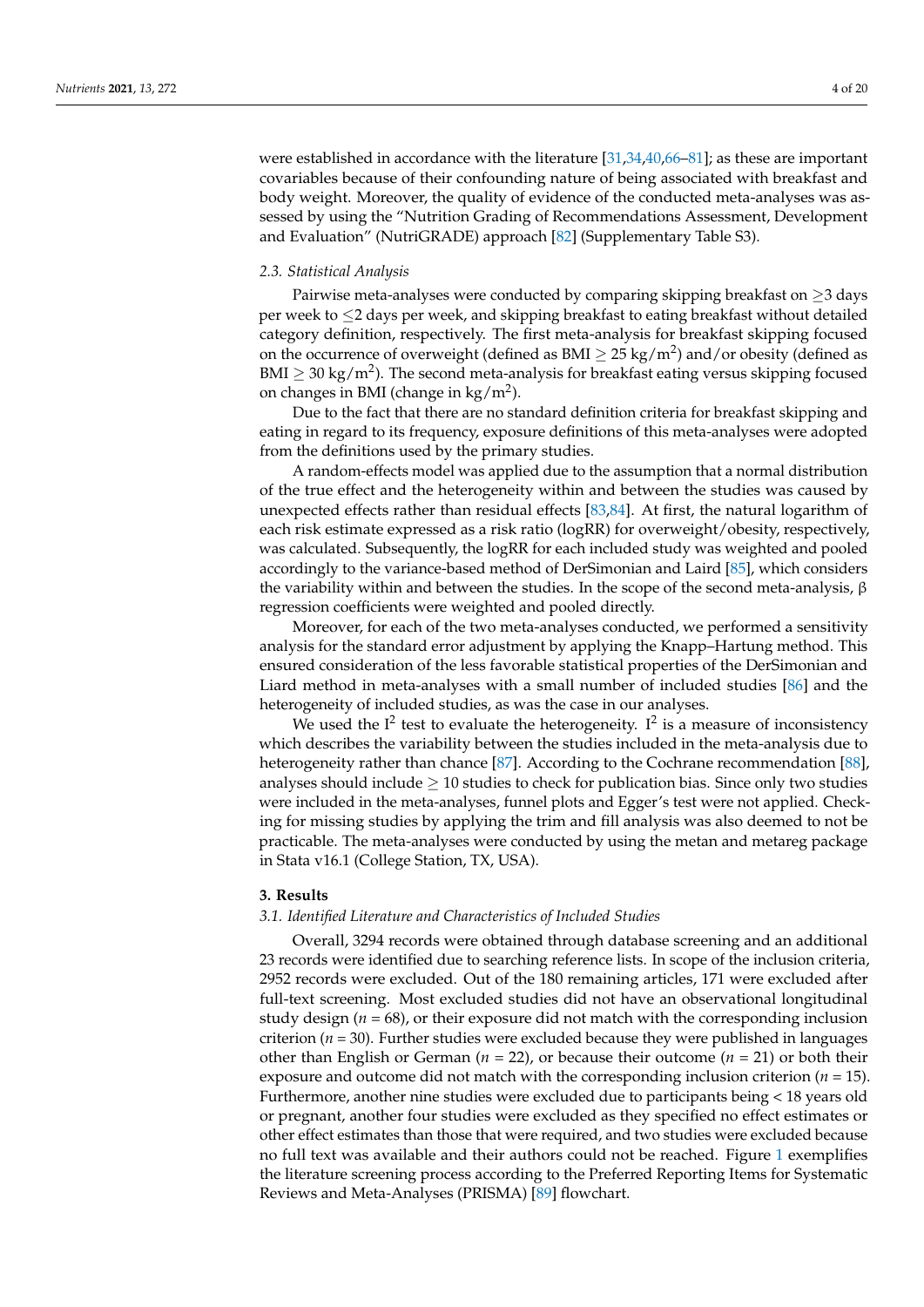were established in accordance with the literature [31,34,40,66–81]; as these are important covariables because of their confounding nature of being associated with breakfast and body weight. Moreover, the quality of evidence of the conducted meta-analyses was assessed by using the "Nutrition Grading of Recommendations Assessment, Development and Evaluation" (NutriGRADE) approach [82] (Supplementary Table S3).

### 2.3. Statistical Analysis

Pairwise meta-analyses were conducted by comparing skipping breakfast on $\geq$3 days per week to $\leq$2 days per week, and skipping breakfast to eating breakfast without detailed category definition, respectively. The first meta-analysis for breakfast skipping focused on the occurrence of overweight (defined as BMI $\geq$ 25 kg/m$^2$) and/or obesity (defined as BMI $\geq$ 30 kg/m$^2$). The second meta-analysis for breakfast eating versus skipping focused on changes in BMI (change in kg/m$^2$).

Due to the fact that there are no standard definition criteria for breakfast skipping and eating in regard to its frequency, exposure definitions of this meta-analyses were adopted from the definitions used by the primary studies.

A random-effects model was applied due to the assumption that a normal distribution of the true effect and the heterogeneity within and between the studies was caused by unexpected effects rather than residual effects [83,84]. At first, the natural logarithm of each risk estimate expressed as a risk ratio (logRR) for overweight/obesity, respectively, was calculated. Subsequently, the logRR for each included study was weighted and pooled accordingly to the variance-based method of DerSimonian and Laird [85], which considers the variability within and between the studies. In the scope of the second meta-analysis, β regression coefficients were weighted and pooled directly.

Moreover, for each of the two meta-analyses conducted, we performed a sensitivity analysis for the standard error adjustment by applying the Knapp–Hartung method. This ensured consideration of the less favorable statistical properties of the DerSimonian and Liard method in meta-analyses with a small number of included studies [86] and the heterogeneity of included studies, as was the case in our analyses.

We used the $I^2$ test to evaluate the heterogeneity. $I^2$ is a measure of inconsistency which describes the variability between the studies included in the meta-analysis due to heterogeneity rather than chance [87]. According to the Cochrane recommendation [88], analyses should include $\geq$ 10 studies to check for publication bias. Since only two studies were included in the meta-analyses, funnel plots and Egger's test were not applied. Checking for missing studies by applying the trim and fill analysis was also deemed to not be practicable. The meta-analyses were conducted by using the metan and metareg package in Stata v16.1 (College Station, TX, USA).

## 3. Results

### 3.1. Identified Literature and Characteristics of Included Studies

Overall, 3294 records were obtained through database screening and an additional 23 records were identified due to searching reference lists. In scope of the inclusion criteria, 2952 records were excluded. Out of the 180 remaining articles, 171 were excluded after full-text screening. Most excluded studies did not have an observational longitudinal study design (*n* = 68), or their exposure did not match with the corresponding inclusion criterion (*n* = 30). Further studies were excluded because they were published in languages other than English or German (*n* = 22), or because their outcome (*n* = 21) or both their exposure and outcome did not match with the corresponding inclusion criterion (*n* = 15). Furthermore, another nine studies were excluded due to participants being < 18 years old or pregnant, another four studies were excluded as they specified no effect estimates or other effect estimates than those that were required, and two studies were excluded because no full text was available and their authors could not be reached. Figure 1 exemplifies the literature screening process according to the Preferred Reporting Items for Systematic Reviews and Meta-Analyses (PRISMA) [89] flowchart.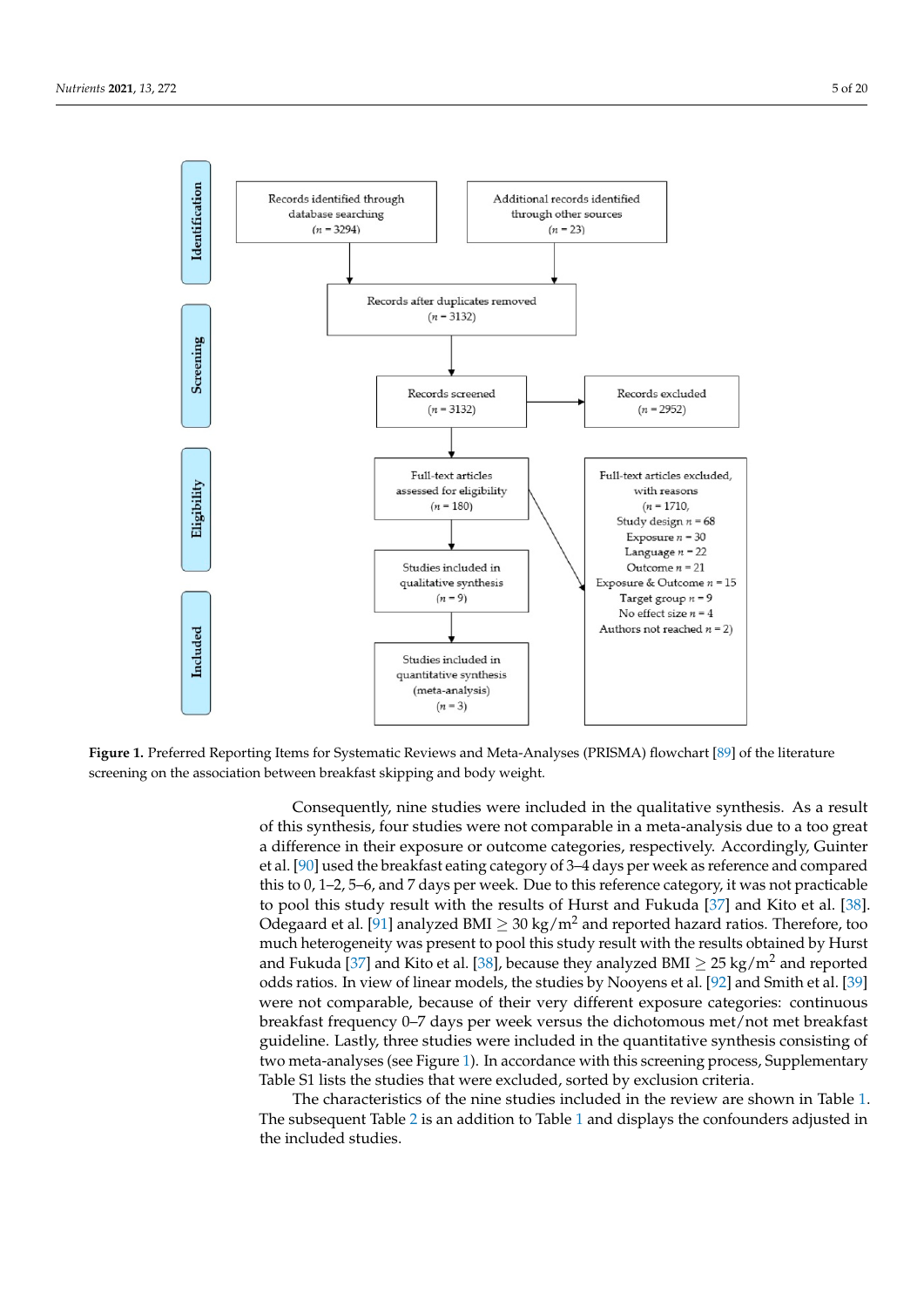Identification

Records identified through database searching ($n$ = 3294)

Additional records identified through other sources ($n$ = 23)

Records after duplicates removed ($n$ = 3132)

Screening

Records screened ($n$ = 3132)

Records excluded ($n$ = 2952)

Eligibility

Full-text articles assessed for eligibility ($n$ = 180)

Full-text articles excluded, with reasons ($n$ = 1710, Study design $n$ = 68, Exposure $n$ = 30, Language $n$ = 22, Outcome $n$ = 21, Exposure & Outcome $n$ = 15, Target group $n$ = 9, No effect size $n$ = 4, Authors not reached $n$ = 2)

Included

Studies included in qualitative synthesis ($n$ = 9)

Studies included in quantitative synthesis (meta-analysis) ($n$ = 3)

**Figure 1.** Preferred Reporting Items for Systematic Reviews and Meta-Analyses (PRISMA) flowchart [89] of the literature screening on the association between breakfast skipping and body weight.

Consequently, nine studies were included in the qualitative synthesis. As a result of this synthesis, four studies were not comparable in a meta-analysis due to a too great a difference in their exposure or outcome categories, respectively. Accordingly, Guinter et al. [90] used the breakfast eating category of 3–4 days per week as reference and compared this to 0, 1–2, 5–6, and 7 days per week. Due to this reference category, it was not practicable to pool this study result with the results of Hurst and Fukuda [37] and Kito et al. [38]. Odegaard et al. [91] analyzed BMI $\geq$ 30 kg/m$^2$ and reported hazard ratios. Therefore, too much heterogeneity was present to pool this study result with the results obtained by Hurst and Fukuda [37] and Kito et al. [38], because they analyzed BMI $\geq$ 25 kg/m$^2$ and reported odds ratios. In view of linear models, the studies by Nooyens et al. [92] and Smith et al. [39] were not comparable, because of their very different exposure categories: continuous breakfast frequency 0–7 days per week versus the dichotomous met/not met breakfast guideline. Lastly, three studies were included in the quantitative synthesis consisting of two meta-analyses (see Figure 1). In accordance with this screening process, Supplementary Table S1 lists the studies that were excluded, sorted by exclusion criteria.

The characteristics of the nine studies included in the review are shown in Table 1. The subsequent Table 2 is an addition to Table 1 and displays the confounders adjusted in the included studies.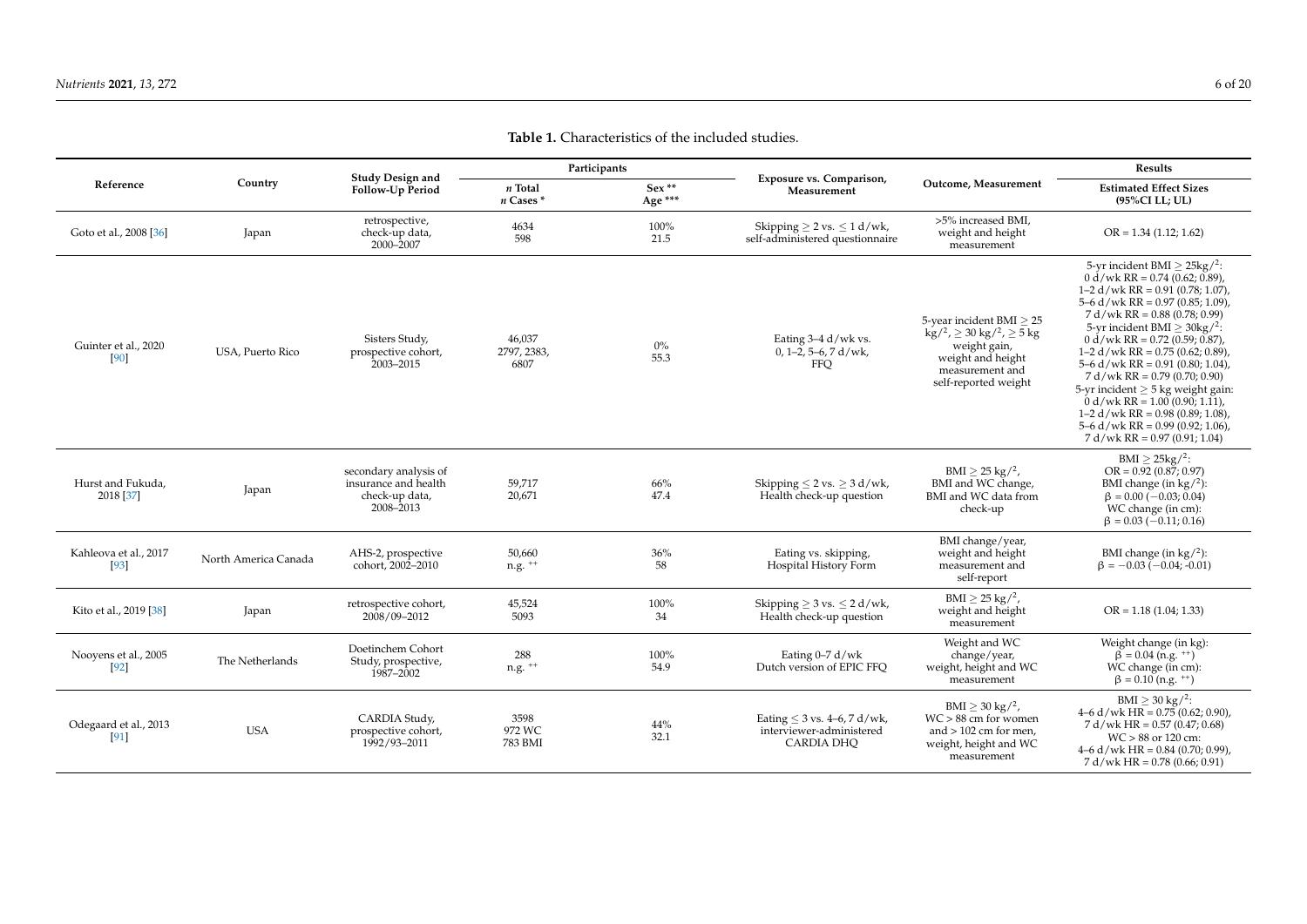**Table 1.** Characteristics of the included studies.

| Reference | Country | Study Design and Follow-Up Period | Participants | | Exposure vs. Comparison, Measurement | Outcome, Measurement | Results |
|---|---|---|---|---|---|---|---|
| | | | *n* Total<br>*n* Cases * | Sex **<br>Age *** | | | Estimated Effect Sizes (95%CI LL; UL) |
| Goto et al., 2008 [36] | Japan | retrospective, check-up data, 2000–2007 | 4634<br>598 | 100%<br>21.5 | Skipping ≥ 2 vs. ≤ 1 d/wk, self-administered questionnaire | >5% increased BMI, weight and height measurement | OR = 1.34 (1.12; 1.62) |
| Guinter et al., 2020 [90] | USA, Puerto Rico | Sisters Study, prospective cohort, 2003–2015 | 46,037<br>2797, 2383, 6807 | 0%<br>55.3 | Eating 3–4 d/wk vs. 0, 1–2, 5–6, 7 d/wk, FFQ | 5-year incident BMI ≥ 25 $kg/^2$, ≥ 30 $kg/^2$, ≥ 5 kg weight gain, weight and height measurement and self-reported weight | 5-yr incident BMI ≥ 25$kg/^2$:<br>0 d/wk RR = 0.74 (0.62; 0.89),<br>1–2 d/wk RR = 0.91 (0.78; 1.07),<br>5–6 d/wk RR = 0.97 (0.85; 1.09),<br>7 d/wk RR = 0.88 (0.78; 0.99)<br>5-yr incident BMI ≥ 30$kg/^2$:<br>0 d/wk RR = 0.72 (0.59; 0.87),<br>1–2 d/wk RR = 0.75 (0.62; 0.89),<br>5–6 d/wk RR = 0.91 (0.80; 1.04),<br>7 d/wk RR = 0.79 (0.70; 0.90)<br>5-yr incident ≥ 5 kg weight gain:<br>0 d/wk RR = 1.00 (0.90; 1.11),<br>1–2 d/wk RR = 0.98 (0.89; 1.08),<br>5–6 d/wk RR = 0.99 (0.92; 1.06),<br>7 d/wk RR = 0.97 (0.91; 1.04) |
| Hurst and Fukuda, 2018 [37] | Japan | secondary analysis of insurance and health check-up data, 2008–2013 | 59,717<br>20,671 | 66%<br>47.4 | Skipping ≤ 2 vs. ≥ 3 d/wk, Health check-up question | BMI ≥ 25 $kg/^2$, BMI and WC change, BMI and WC data from check-up | BMI ≥ 25$kg/^2$:<br>OR = 0.92 (0.87; 0.97)<br>BMI change (in $kg/^2$):<br>β = 0.00 (−0.03; 0.04)<br>WC change (in cm):<br>β = 0.03 (−0.11; 0.16) |
| Kahleova et al., 2017 [93] | North America Canada | AHS-2, prospective cohort, 2002–2010 | 50,660<br>n.g. ++ | 36%<br>58 | Eating vs. skipping, Hospital History Form | BMI change/year, weight and height measurement and self-report | BMI change (in $kg/^2$):<br>β = −0.03 (−0.04; -0.01) |
| Kito et al., 2019 [38] | Japan | retrospective cohort, 2008/09–2012 | 45,524<br>5093 | 100%<br>34 | Skipping ≥ 3 vs. ≤ 2 d/wk, Health check-up question | BMI ≥ 25 $kg/^2$, weight and height measurement | OR = 1.18 (1.04; 1.33) |
| Nooyens et al., 2005 [92] | The Netherlands | Doetinchem Cohort Study, prospective, 1987–2002 | 288<br>n.g. ++ | 100%<br>54.9 | Eating 0–7 d/wk Dutch version of EPIC FFQ | Weight and WC change/year, weight, height and WC measurement | Weight change (in kg):<br>β = 0.04 (n.g. ++)<br>WC change (in cm):<br>β = 0.10 (n.g. ++) |
| Odegaard et al., 2013 [91] | USA | CARDIA Study, prospective cohort, 1992/93–2011 | 3598<br>972 WC<br>783 BMI | 44%<br>32.1 | Eating ≤ 3 vs. 4–6, 7 d/wk, interviewer-administered CARDIA DHQ | BMI ≥ 30 $kg/^2$, WC > 88 cm for women and > 102 cm for men, weight, height and WC measurement | BMI ≥ 30 $kg/^2$:<br>4–6 d/wk HR = 0.75 (0.62; 0.90),<br>7 d/wk HR = 0.57 (0.47; 0.68)<br>WC > 88 or 120 cm:<br>4–6 d/wk HR = 0.84 (0.70; 0.99),<br>7 d/wk HR = 0.78 (0.66; 0.91) |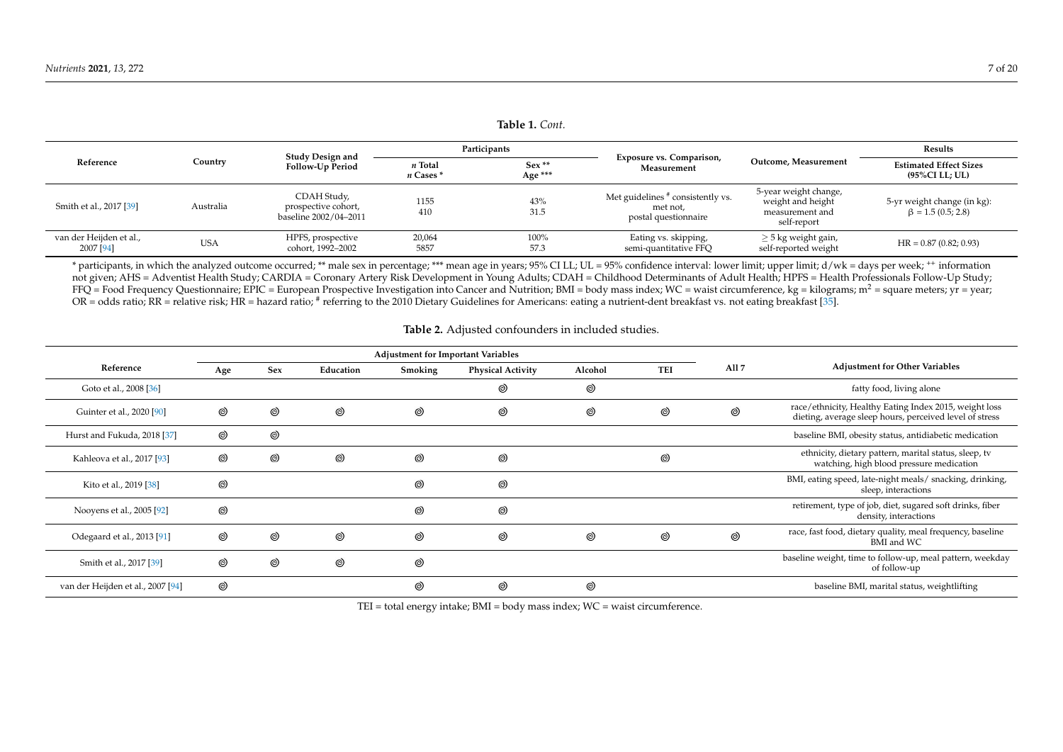**Table 1.** *Cont.*

| Reference | Country | Study Design and Follow-Up Period | Participants | | Exposure vs. Comparison, Measurement | Outcome, Measurement | Results |
|---|---|---|---|---|---|---|---|
| | | | *n* Total *n* Cases * | Sex ** Age *** | | | Estimated Effect Sizes (95%CI LL; UL) |
| Smith et al., 2017 [39] | Australia | CDAH Study, prospective cohort, baseline 2002/04–2011 | 1155 410 | 43% 31.5 | Met guidelines # consistently vs. met not, postal questionnaire | 5-year weight change, weight and height measurement and self-report | 5-yr weight change (in kg): β = 1.5 (0.5; 2.8) |
| van der Heijden et al., 2007 [94] | USA | HPFS, prospective cohort, 1992–2002 | 20,064 5857 | 100% 57.3 | Eating vs. skipping, semi-quantitative FFQ | ≥ 5 kg weight gain, self-reported weight | HR = 0.87 (0.82; 0.93) |

* participants, in which the analyzed outcome occurred; ** male sex in percentage; *** mean age in years; 95% CI LL; UL = 95% confidence interval: lower limit; upper limit; d/wk = days per week; ++ information not given; AHS = Adventist Health Study; CARDIA = Coronary Artery Risk Development in Young Adults; CDAH = Childhood Determinants of Adult Health; HPFS = Health Professionals Follow-Up Study; FFQ = Food Frequency Questionnaire; EPIC = European Prospective Investigation into Cancer and Nutrition; BMI = body mass index; WC = waist circumference, kg = kilograms; $m^2$ = square meters; yr = year; OR = odds ratio; RR = relative risk; HR = hazard ratio; # referring to the 2010 Dietary Guidelines for Americans: eating a nutrient-dent breakfast vs. not eating breakfast [35].

**Table 2.** Adjusted confounders in included studies.

| Reference | Adjustment for Important Variables | | | | | | | All 7 | Adjustment for Other Variables |
|---|---|---|---|---|---|---|---|---|---|
| | Age | Sex | Education | Smoking | Physical Activity | Alcohol | TEI | | |
| Goto et al., 2008 [36] | | | | | ◎ | ◎ | | | fatty food, living alone |
| Guinter et al., 2020 [90] | ◎ | ◎ | ◎ | ◎ | ◎ | ◎ | ◎ | ◎ | race/ethnicity, Healthy Eating Index 2015, weight loss dieting, average sleep hours, perceived level of stress |
| Hurst and Fukuda, 2018 [37] | ◎ | ◎ | | | | | | | baseline BMI, obesity status, antidiabetic medication |
| Kahleova et al., 2017 [93] | ◎ | ◎ | ◎ | ◎ | ◎ | | ◎ | | ethnicity, dietary pattern, marital status, sleep, tv watching, high blood pressure medication |
| Kito et al., 2019 [38] | ◎ | | | ◎ | ◎ | | | | BMI, eating speed, late-night meals/ snacking, drinking, sleep, interactions |
| Nooyens et al., 2005 [92] | ◎ | | | ◎ | ◎ | | | | retirement, type of job, diet, sugared soft drinks, fiber density, interactions |
| Odegaard et al., 2013 [91] | ◎ | ◎ | ◎ | ◎ | ◎ | ◎ | ◎ | ◎ | race, fast food, dietary quality, meal frequency, baseline BMI and WC |
| Smith et al., 2017 [39] | ◎ | ◎ | ◎ | ◎ | | | | | baseline weight, time to follow-up, meal pattern, weekday of follow-up |
| van der Heijden et al., 2007 [94] | ◎ | | | ◎ | ◎ | ◎ | | | baseline BMI, marital status, weightlifting |

TEI = total energy intake; BMI = body mass index; WC = waist circumference.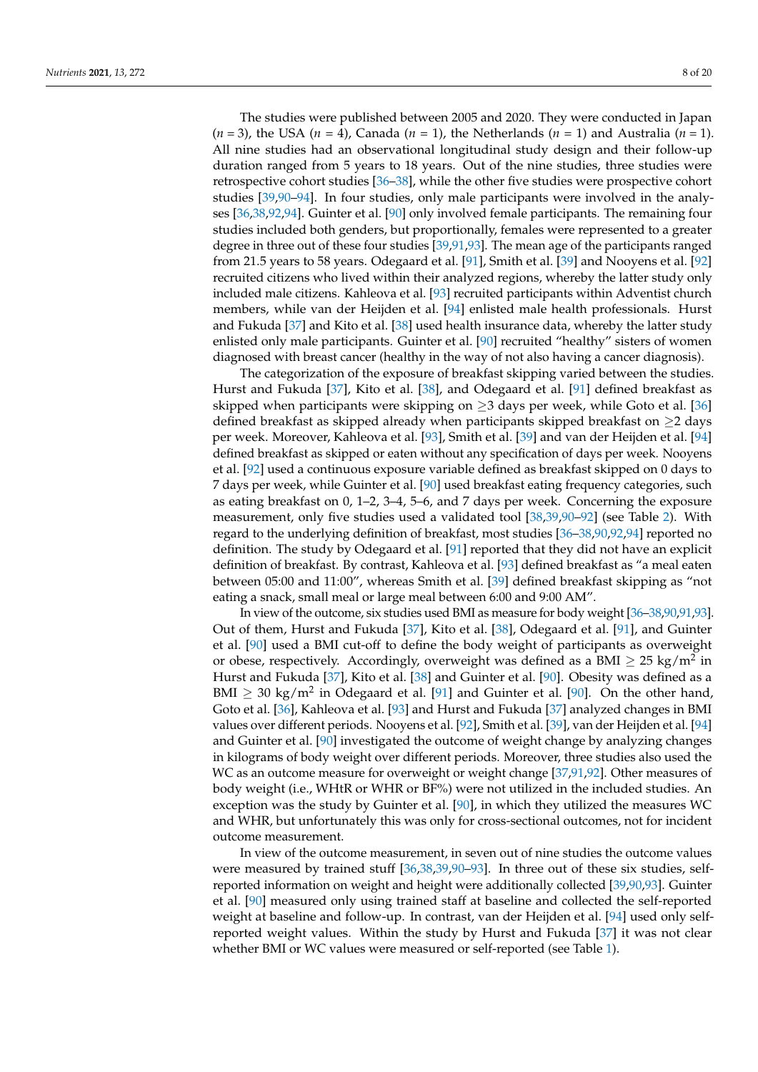The studies were published between 2005 and 2020. They were conducted in Japan ($n$ = 3), the USA ($n$ = 4), Canada ($n$ = 1), the Netherlands ($n$ = 1) and Australia ($n$ = 1). All nine studies had an observational longitudinal study design and their follow-up duration ranged from 5 years to 18 years. Out of the nine studies, three studies were retrospective cohort studies [36–38], while the other five studies were prospective cohort studies [39,90–94]. In four studies, only male participants were involved in the analyses [36,38,92,94]. Guinter et al. [90] only involved female participants. The remaining four studies included both genders, but proportionally, females were represented to a greater degree in three out of these four studies [39,91,93]. The mean age of the participants ranged from 21.5 years to 58 years. Odegaard et al. [91], Smith et al. [39] and Nooyens et al. [92] recruited citizens who lived within their analyzed regions, whereby the latter study only included male citizens. Kahleova et al. [93] recruited participants within Adventist church members, while van der Heijden et al. [94] enlisted male health professionals. Hurst and Fukuda [37] and Kito et al. [38] used health insurance data, whereby the latter study enlisted only male participants. Guinter et al. [90] recruited "healthy" sisters of women diagnosed with breast cancer (healthy in the way of not also having a cancer diagnosis).

The categorization of the exposure of breakfast skipping varied between the studies. Hurst and Fukuda [37], Kito et al. [38], and Odegaard et al. [91] defined breakfast as skipped when participants were skipping on ≥3 days per week, while Goto et al. [36] defined breakfast as skipped already when participants skipped breakfast on ≥2 days per week. Moreover, Kahleova et al. [93], Smith et al. [39] and van der Heijden et al. [94] defined breakfast as skipped or eaten without any specification of days per week. Nooyens et al. [92] used a continuous exposure variable defined as breakfast skipped on 0 days to 7 days per week, while Guinter et al. [90] used breakfast eating frequency categories, such as eating breakfast on 0, 1–2, 3–4, 5–6, and 7 days per week. Concerning the exposure measurement, only five studies used a validated tool [38,39,90–92] (see Table 2). With regard to the underlying definition of breakfast, most studies [36–38,90,92,94] reported no definition. The study by Odegaard et al. [91] reported that they did not have an explicit definition of breakfast. By contrast, Kahleova et al. [93] defined breakfast as "a meal eaten between 05:00 and 11:00", whereas Smith et al. [39] defined breakfast skipping as "not eating a snack, small meal or large meal between 6:00 and 9:00 AM".

In view of the outcome, six studies used BMI as measure for body weight [36–38,90,91,93]. Out of them, Hurst and Fukuda [37], Kito et al. [38], Odegaard et al. [91], and Guinter et al. [90] used a BMI cut-off to define the body weight of participants as overweight or obese, respectively. Accordingly, overweight was defined as a BMI ≥ 25 kg/m$^2$ in Hurst and Fukuda [37], Kito et al. [38] and Guinter et al. [90]. Obesity was defined as a BMI ≥ 30 kg/m$^2$ in Odegaard et al. [91] and Guinter et al. [90]. On the other hand, Goto et al. [36], Kahleova et al. [93] and Hurst and Fukuda [37] analyzed changes in BMI values over different periods. Nooyens et al. [92], Smith et al. [39], van der Heijden et al. [94] and Guinter et al. [90] investigated the outcome of weight change by analyzing changes in kilograms of body weight over different periods. Moreover, three studies also used the WC as an outcome measure for overweight or weight change [37,91,92]. Other measures of body weight (i.e., WHtR or WHR or BF%) were not utilized in the included studies. An exception was the study by Guinter et al. [90], in which they utilized the measures WC and WHR, but unfortunately this was only for cross-sectional outcomes, not for incident outcome measurement.

In view of the outcome measurement, in seven out of nine studies the outcome values were measured by trained stuff [36,38,39,90–93]. In three out of these six studies, self-reported information on weight and height were additionally collected [39,90,93]. Guinter et al. [90] measured only using trained staff at baseline and collected the self-reported weight at baseline and follow-up. In contrast, van der Heijden et al. [94] used only self-reported weight values. Within the study by Hurst and Fukuda [37] it was not clear whether BMI or WC values were measured or self-reported (see Table 1).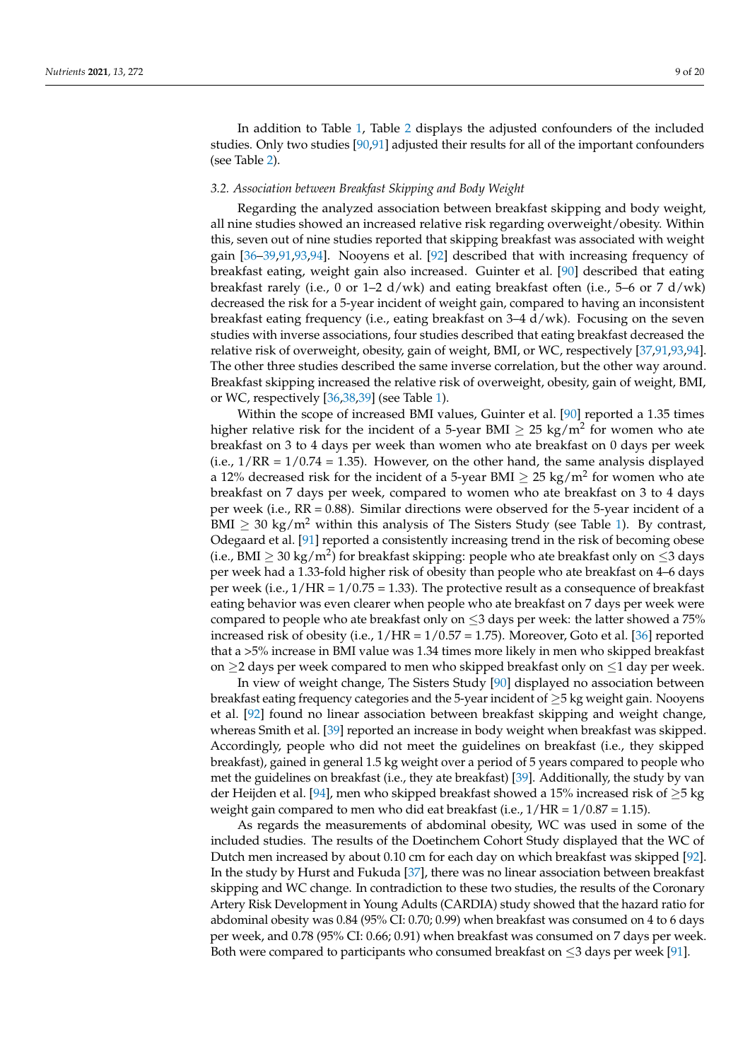In addition to Table 1, Table 2 displays the adjusted confounders of the included studies. Only two studies [90,91] adjusted their results for all of the important confounders (see Table 2).

### 3.2. Association between Breakfast Skipping and Body Weight

Regarding the analyzed association between breakfast skipping and body weight, all nine studies showed an increased relative risk regarding overweight/obesity. Within this, seven out of nine studies reported that skipping breakfast was associated with weight gain [36–39,91,93,94]. Nooyens et al. [92] described that with increasing frequency of breakfast eating, weight gain also increased. Guinter et al. [90] described that eating breakfast rarely (i.e., 0 or 1–2 d/wk) and eating breakfast often (i.e., 5–6 or 7 d/wk) decreased the risk for a 5-year incident of weight gain, compared to having an inconsistent breakfast eating frequency (i.e., eating breakfast on 3–4 d/wk). Focusing on the seven studies with inverse associations, four studies described that eating breakfast decreased the relative risk of overweight, obesity, gain of weight, BMI, or WC, respectively [37,91,93,94]. The other three studies described the same inverse correlation, but the other way around. Breakfast skipping increased the relative risk of overweight, obesity, gain of weight, BMI, or WC, respectively [36,38,39] (see Table 1).

Within the scope of increased BMI values, Guinter et al. [90] reported a 1.35 times higher relative risk for the incident of a 5-year BMI $\geq$ 25 kg/m$^2$ for women who ate breakfast on 3 to 4 days per week than women who ate breakfast on 0 days per week (i.e., 1/RR = 1/0.74 = 1.35). However, on the other hand, the same analysis displayed a 12% decreased risk for the incident of a 5-year BMI $\geq$ 25 kg/m$^2$ for women who ate breakfast on 7 days per week, compared to women who ate breakfast on 3 to 4 days per week (i.e., RR = 0.88). Similar directions were observed for the 5-year incident of a BMI $\geq$ 30 kg/m$^2$ within this analysis of The Sisters Study (see Table 1). By contrast, Odegaard et al. [91] reported a consistently increasing trend in the risk of becoming obese (i.e., BMI $\geq$ 30 kg/m$^2$) for breakfast skipping: people who ate breakfast only on $\leq$3 days per week had a 1.33-fold higher risk of obesity than people who ate breakfast on 4–6 days per week (i.e., 1/HR = 1/0.75 = 1.33). The protective result as a consequence of breakfast eating behavior was even clearer when people who ate breakfast on 7 days per week were compared to people who ate breakfast only on $\leq$3 days per week: the latter showed a 75% increased risk of obesity (i.e., 1/HR = 1/0.57 = 1.75). Moreover, Goto et al. [36] reported that a >5% increase in BMI value was 1.34 times more likely in men who skipped breakfast on $\geq$2 days per week compared to men who skipped breakfast only on $\leq$1 day per week.

In view of weight change, The Sisters Study [90] displayed no association between breakfast eating frequency categories and the 5-year incident of $\geq$5 kg weight gain. Nooyens et al. [92] found no linear association between breakfast skipping and weight change, whereas Smith et al. [39] reported an increase in body weight when breakfast was skipped. Accordingly, people who did not meet the guidelines on breakfast (i.e., they skipped breakfast), gained in general 1.5 kg weight over a period of 5 years compared to people who met the guidelines on breakfast (i.e., they ate breakfast) [39]. Additionally, the study by van der Heijden et al. [94], men who skipped breakfast showed a 15% increased risk of $\geq$5 kg weight gain compared to men who did eat breakfast (i.e., 1/HR = 1/0.87 = 1.15).

As regards the measurements of abdominal obesity, WC was used in some of the included studies. The results of the Doetinchem Cohort Study displayed that the WC of Dutch men increased by about 0.10 cm for each day on which breakfast was skipped [92]. In the study by Hurst and Fukuda [37], there was no linear association between breakfast skipping and WC change. In contradiction to these two studies, the results of the Coronary Artery Risk Development in Young Adults (CARDIA) study showed that the hazard ratio for abdominal obesity was 0.84 (95% CI: 0.70; 0.99) when breakfast was consumed on 4 to 6 days per week, and 0.78 (95% CI: 0.66; 0.91) when breakfast was consumed on 7 days per week. Both were compared to participants who consumed breakfast on $\leq$3 days per week [91].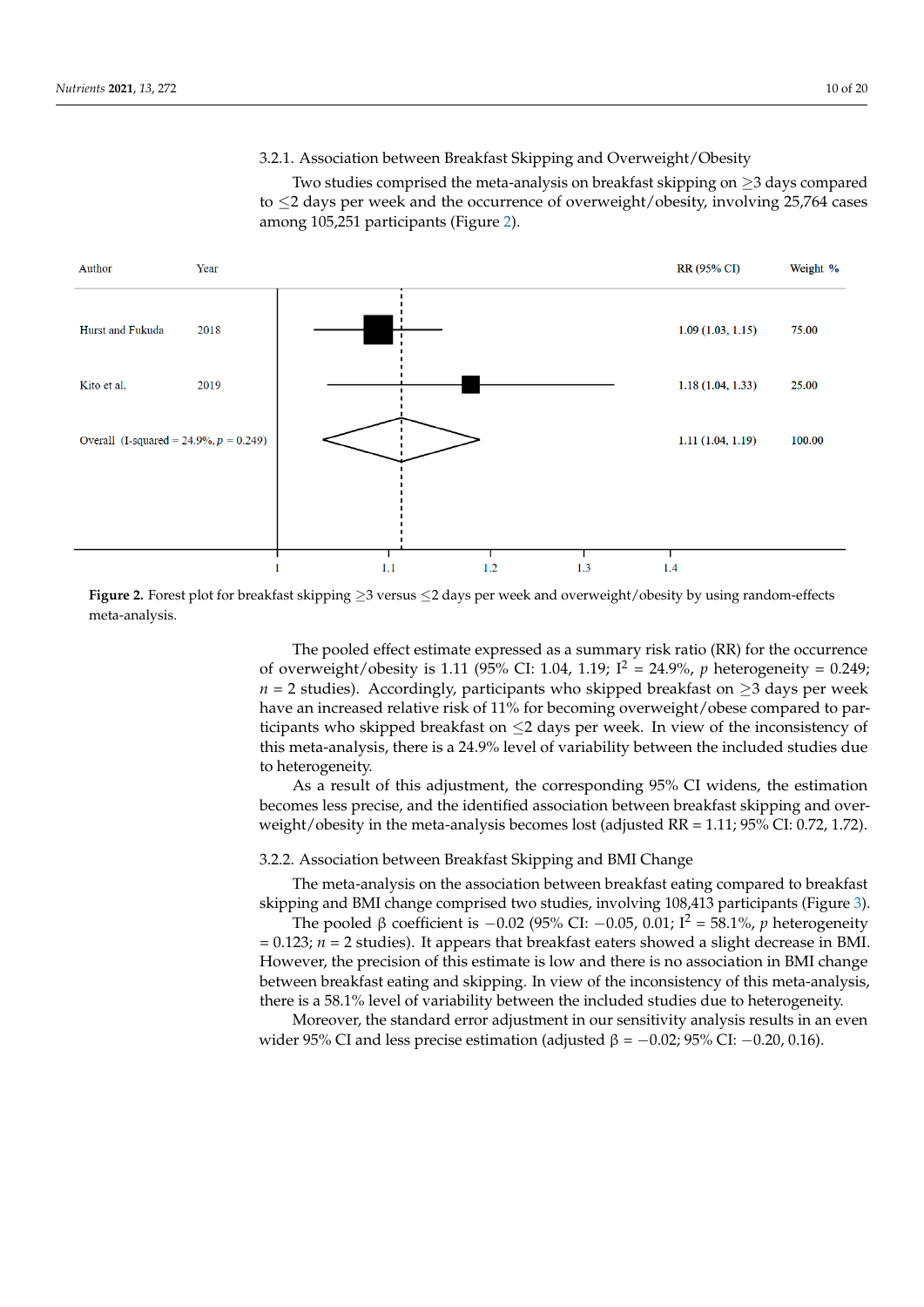### 3.2.1. Association between Breakfast Skipping and Overweight/Obesity

Two studies comprised the meta-analysis on breakfast skipping on ≥3 days compared to ≤2 days per week and the occurrence of overweight/obesity, involving 25,764 cases among 105,251 participants (Figure 2).

| Author | Year | RR (95% CI) | Weight % |
| --- | --- | --- | --- |
| Hurst and Fukuda | 2018 | 1.09 (1.03, 1.15) | 75.00 |
| Kito et al. | 2019 | 1.18 (1.04, 1.33) | 25.00 |
| Overall (I-squared = 24.9%, $p$ = 0.249) | | 1.11 (1.04, 1.19) | 100.00 |

**Figure 2.** Forest plot for breakfast skipping ≥3 versus ≤2 days per week and overweight/obesity by using random-effects meta-analysis.

The pooled effect estimate expressed as a summary risk ratio (RR) for the occurrence of overweight/obesity is 1.11 (95% CI: 1.04, 1.19; $I^2$ = 24.9%, $p$ heterogeneity = 0.249; $n$ = 2 studies). Accordingly, participants who skipped breakfast on ≥3 days per week have an increased relative risk of 11% for becoming overweight/obese compared to participants who skipped breakfast on ≤2 days per week. In view of the inconsistency of this meta-analysis, there is a 24.9% level of variability between the included studies due to heterogeneity.

As a result of this adjustment, the corresponding 95% CI widens, the estimation becomes less precise, and the identified association between breakfast skipping and overweight/obesity in the meta-analysis becomes lost (adjusted RR = 1.11; 95% CI: 0.72, 1.72).

### 3.2.2. Association between Breakfast Skipping and BMI Change

The meta-analysis on the association between breakfast eating compared to breakfast skipping and BMI change comprised two studies, involving 108,413 participants (Figure 3).

The pooled β coefficient is −0.02 (95% CI: −0.05, 0.01; $I^2$ = 58.1%, $p$ heterogeneity = 0.123; $n$ = 2 studies). It appears that breakfast eaters showed a slight decrease in BMI. However, the precision of this estimate is low and there is no association in BMI change between breakfast eating and skipping. In view of the inconsistency of this meta-analysis, there is a 58.1% level of variability between the included studies due to heterogeneity.

Moreover, the standard error adjustment in our sensitivity analysis results in an even wider 95% CI and less precise estimation (adjusted β = −0.02; 95% CI: −0.20, 0.16).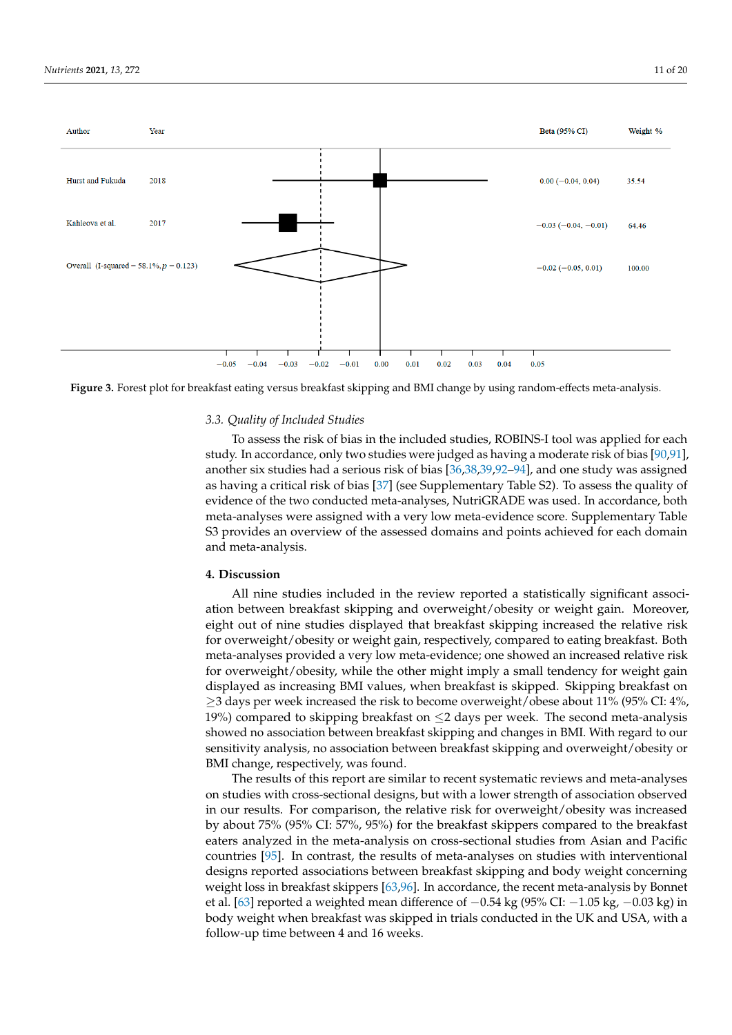| Author | Year | Beta (95% CI) | Weight % |
| --- | --- | --- | --- |
| Hurst and Fukuda | 2018 | 0.00 (−0.04, 0.04) | 35.54 |
| Kahleova et al. | 2017 | −0.03 (−0.04, −0.01) | 64.46 |
| Overall (I-squared = 58.1%, $p = 0.123$) | | −0.02 (−0.05, 0.01) | 100.00 |

**Figure 3.** Forest plot for breakfast eating versus breakfast skipping and BMI change by using random-effects meta-analysis.

### 3.3. Quality of Included Studies

To assess the risk of bias in the included studies, ROBINS-I tool was applied for each study. In accordance, only two studies were judged as having a moderate risk of bias [90,91], another six studies had a serious risk of bias [36,38,39,92–94], and one study was assigned as having a critical risk of bias [37] (see Supplementary Table S2). To assess the quality of evidence of the two conducted meta-analyses, NutriGRADE was used. In accordance, both meta-analyses were assigned with a very low meta-evidence score. Supplementary Table S3 provides an overview of the assessed domains and points achieved for each domain and meta-analysis.

## 4. Discussion

All nine studies included in the review reported a statistically significant association between breakfast skipping and overweight/obesity or weight gain. Moreover, eight out of nine studies displayed that breakfast skipping increased the relative risk for overweight/obesity or weight gain, respectively, compared to eating breakfast. Both meta-analyses provided a very low meta-evidence; one showed an increased relative risk for overweight/obesity, while the other might imply a small tendency for weight gain displayed as increasing BMI values, when breakfast is skipped. Skipping breakfast on ≥3 days per week increased the risk to become overweight/obese about 11% (95% CI: 4%, 19%) compared to skipping breakfast on ≤2 days per week. The second meta-analysis showed no association between breakfast skipping and changes in BMI. With regard to our sensitivity analysis, no association between breakfast skipping and overweight/obesity or BMI change, respectively, was found.

The results of this report are similar to recent systematic reviews and meta-analyses on studies with cross-sectional designs, but with a lower strength of association observed in our results. For comparison, the relative risk for overweight/obesity was increased by about 75% (95% CI: 57%, 95%) for the breakfast skippers compared to the breakfast eaters analyzed in the meta-analysis on cross-sectional studies from Asian and Pacific countries [95]. In contrast, the results of meta-analyses on studies with interventional designs reported associations between breakfast skipping and body weight concerning weight loss in breakfast skippers [63,96]. In accordance, the recent meta-analysis by Bonnet et al. [63] reported a weighted mean difference of −0.54 kg (95% CI: −1.05 kg, −0.03 kg) in body weight when breakfast was skipped in trials conducted in the UK and USA, with a follow-up time between 4 and 16 weeks.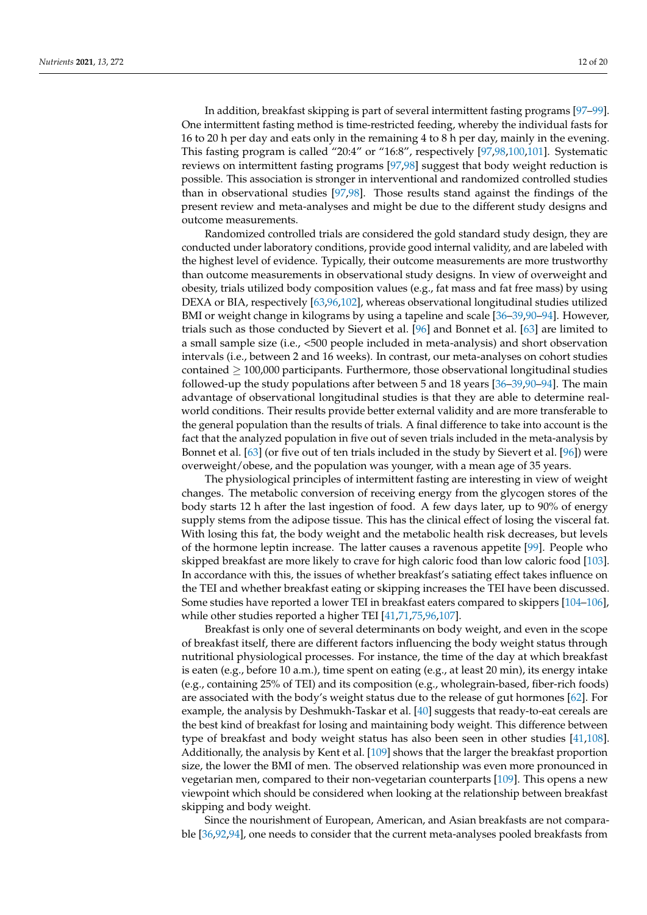In addition, breakfast skipping is part of several intermittent fasting programs [97–99]. One intermittent fasting method is time-restricted feeding, whereby the individual fasts for 16 to 20 h per day and eats only in the remaining 4 to 8 h per day, mainly in the evening. This fasting program is called "20:4" or "16:8", respectively [97,98,100,101]. Systematic reviews on intermittent fasting programs [97,98] suggest that body weight reduction is possible. This association is stronger in interventional and randomized controlled studies than in observational studies [97,98]. Those results stand against the findings of the present review and meta-analyses and might be due to the different study designs and outcome measurements.

Randomized controlled trials are considered the gold standard study design, they are conducted under laboratory conditions, provide good internal validity, and are labeled with the highest level of evidence. Typically, their outcome measurements are more trustworthy than outcome measurements in observational study designs. In view of overweight and obesity, trials utilized body composition values (e.g., fat mass and fat free mass) by using DEXA or BIA, respectively [63,96,102], whereas observational longitudinal studies utilized BMI or weight change in kilograms by using a tapeline and scale [36–39,90–94]. However, trials such as those conducted by Sievert et al. [96] and Bonnet et al. [63] are limited to a small sample size (i.e., <500 people included in meta-analysis) and short observation intervals (i.e., between 2 and 16 weeks). In contrast, our meta-analyses on cohort studies contained $\geq$ 100,000 participants. Furthermore, those observational longitudinal studies followed-up the study populations after between 5 and 18 years [36–39,90–94]. The main advantage of observational longitudinal studies is that they are able to determine real-world conditions. Their results provide better external validity and are more transferable to the general population than the results of trials. A final difference to take into account is the fact that the analyzed population in five out of seven trials included in the meta-analysis by Bonnet et al. [63] (or five out of ten trials included in the study by Sievert et al. [96]) were overweight/obese, and the population was younger, with a mean age of 35 years.

The physiological principles of intermittent fasting are interesting in view of weight changes. The metabolic conversion of receiving energy from the glycogen stores of the body starts 12 h after the last ingestion of food. A few days later, up to 90% of energy supply stems from the adipose tissue. This has the clinical effect of losing the visceral fat. With losing this fat, the body weight and the metabolic health risk decreases, but levels of the hormone leptin increase. The latter causes a ravenous appetite [99]. People who skipped breakfast are more likely to crave for high caloric food than low caloric food [103]. In accordance with this, the issues of whether breakfast's satiating effect takes influence on the TEI and whether breakfast eating or skipping increases the TEI have been discussed. Some studies have reported a lower TEI in breakfast eaters compared to skippers [104–106], while other studies reported a higher TEI [41,71,75,96,107].

Breakfast is only one of several determinants on body weight, and even in the scope of breakfast itself, there are different factors influencing the body weight status through nutritional physiological processes. For instance, the time of the day at which breakfast is eaten (e.g., before 10 a.m.), time spent on eating (e.g., at least 20 min), its energy intake (e.g., containing 25% of TEI) and its composition (e.g., wholegrain-based, fiber-rich foods) are associated with the body's weight status due to the release of gut hormones [62]. For example, the analysis by Deshmukh-Taskar et al. [40] suggests that ready-to-eat cereals are the best kind of breakfast for losing and maintaining body weight. This difference between type of breakfast and body weight status has also been seen in other studies [41,108]. Additionally, the analysis by Kent et al. [109] shows that the larger the breakfast proportion size, the lower the BMI of men. The observed relationship was even more pronounced in vegetarian men, compared to their non-vegetarian counterparts [109]. This opens a new viewpoint which should be considered when looking at the relationship between breakfast skipping and body weight.

Since the nourishment of European, American, and Asian breakfasts are not comparable [36,92,94], one needs to consider that the current meta-analyses pooled breakfasts from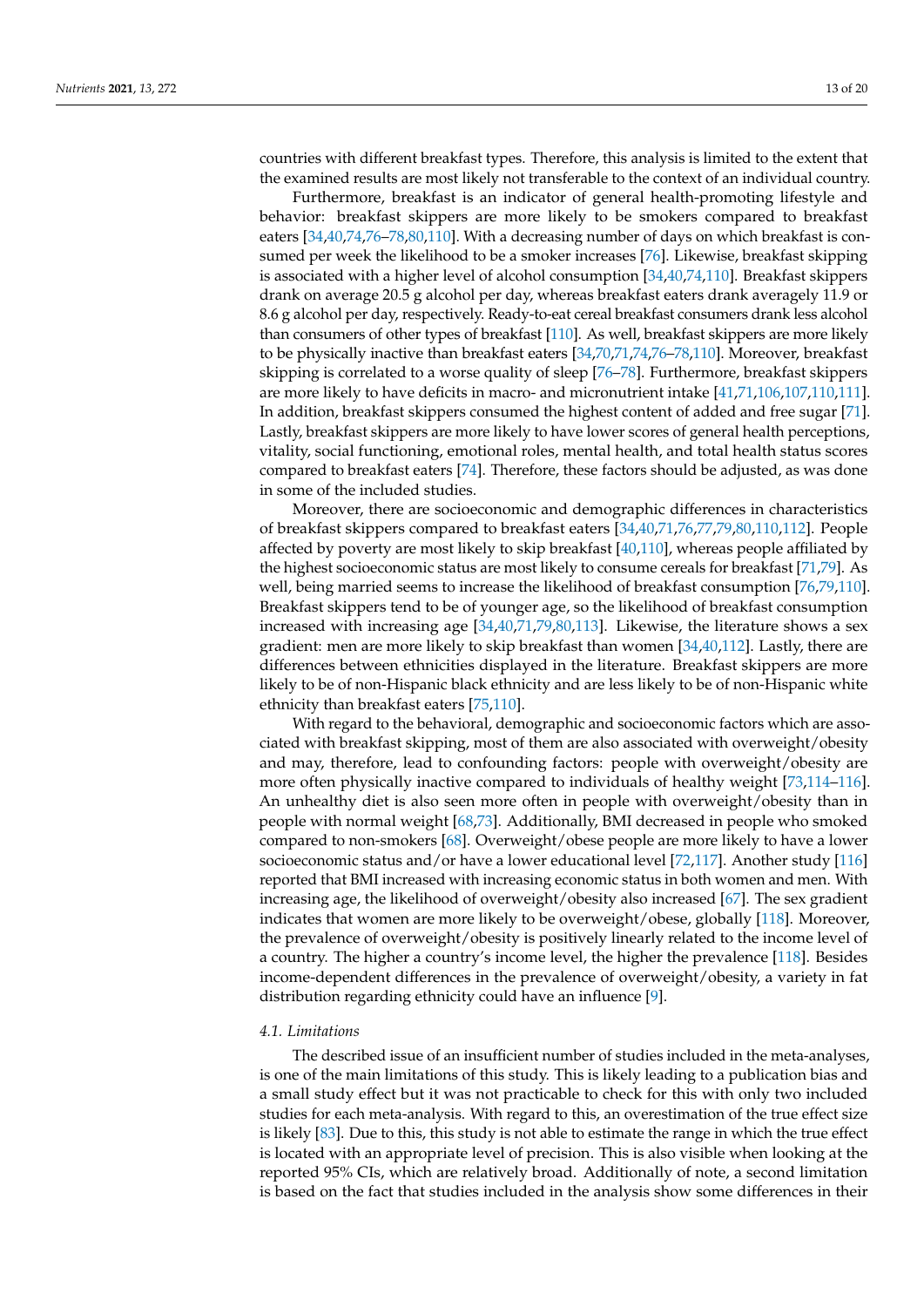countries with different breakfast types. Therefore, this analysis is limited to the extent that the examined results are most likely not transferable to the context of an individual country.

Furthermore, breakfast is an indicator of general health-promoting lifestyle and behavior: breakfast skippers are more likely to be smokers compared to breakfast eaters [34,40,74,76–78,80,110]. With a decreasing number of days on which breakfast is consumed per week the likelihood to be a smoker increases [76]. Likewise, breakfast skipping is associated with a higher level of alcohol consumption [34,40,74,110]. Breakfast skippers drank on average 20.5 g alcohol per day, whereas breakfast eaters drank averagely 11.9 or 8.6 g alcohol per day, respectively. Ready-to-eat cereal breakfast consumers drank less alcohol than consumers of other types of breakfast [110]. As well, breakfast skippers are more likely to be physically inactive than breakfast eaters [34,70,71,74,76–78,110]. Moreover, breakfast skipping is correlated to a worse quality of sleep [76–78]. Furthermore, breakfast skippers are more likely to have deficits in macro- and micronutrient intake [41,71,106,107,110,111]. In addition, breakfast skippers consumed the highest content of added and free sugar [71]. Lastly, breakfast skippers are more likely to have lower scores of general health perceptions, vitality, social functioning, emotional roles, mental health, and total health status scores compared to breakfast eaters [74]. Therefore, these factors should be adjusted, as was done in some of the included studies.

Moreover, there are socioeconomic and demographic differences in characteristics of breakfast skippers compared to breakfast eaters [34,40,71,76,77,79,80,110,112]. People affected by poverty are most likely to skip breakfast [40,110], whereas people affiliated by the highest socioeconomic status are most likely to consume cereals for breakfast [71,79]. As well, being married seems to increase the likelihood of breakfast consumption [76,79,110]. Breakfast skippers tend to be of younger age, so the likelihood of breakfast consumption increased with increasing age [34,40,71,79,80,113]. Likewise, the literature shows a sex gradient: men are more likely to skip breakfast than women [34,40,112]. Lastly, there are differences between ethnicities displayed in the literature. Breakfast skippers are more likely to be of non-Hispanic black ethnicity and are less likely to be of non-Hispanic white ethnicity than breakfast eaters [75,110].

With regard to the behavioral, demographic and socioeconomic factors which are associated with breakfast skipping, most of them are also associated with overweight/obesity and may, therefore, lead to confounding factors: people with overweight/obesity are more often physically inactive compared to individuals of healthy weight [73,114–116]. An unhealthy diet is also seen more often in people with overweight/obesity than in people with normal weight [68,73]. Additionally, BMI decreased in people who smoked compared to non-smokers [68]. Overweight/obese people are more likely to have a lower socioeconomic status and/or have a lower educational level [72,117]. Another study [116] reported that BMI increased with increasing economic status in both women and men. With increasing age, the likelihood of overweight/obesity also increased [67]. The sex gradient indicates that women are more likely to be overweight/obese, globally [118]. Moreover, the prevalence of overweight/obesity is positively linearly related to the income level of a country. The higher a country's income level, the higher the prevalence [118]. Besides income-dependent differences in the prevalence of overweight/obesity, a variety in fat distribution regarding ethnicity could have an influence [9].

### *4.1. Limitations*

The described issue of an insufficient number of studies included in the meta-analyses, is one of the main limitations of this study. This is likely leading to a publication bias and a small study effect but it was not practicable to check for this with only two included studies for each meta-analysis. With regard to this, an overestimation of the true effect size is likely [83]. Due to this, this study is not able to estimate the range in which the true effect is located with an appropriate level of precision. This is also visible when looking at the reported 95% CIs, which are relatively broad. Additionally of note, a second limitation is based on the fact that studies included in the analysis show some differences in their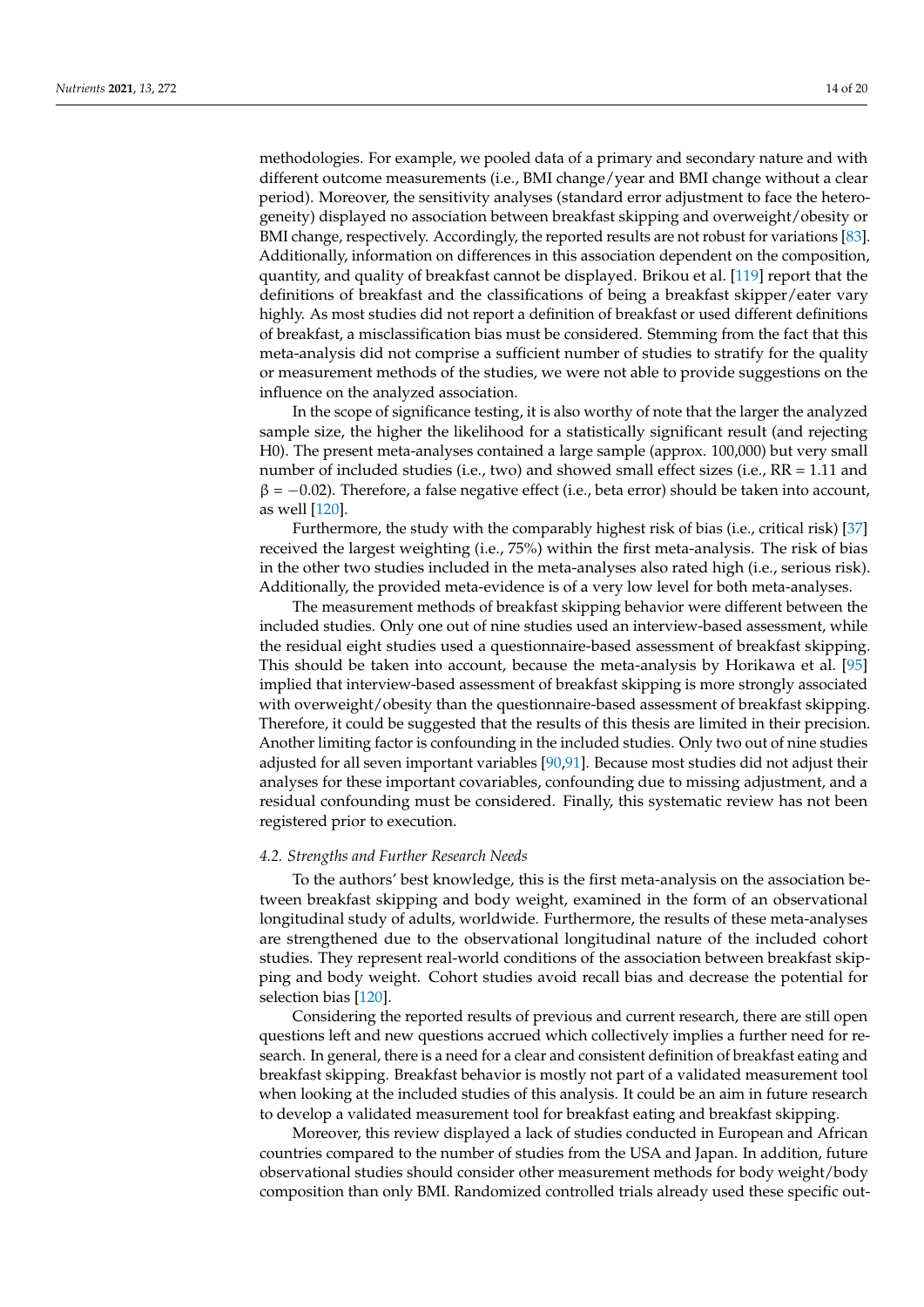methodologies. For example, we pooled data of a primary and secondary nature and with different outcome measurements (i.e., BMI change/year and BMI change without a clear period). Moreover, the sensitivity analyses (standard error adjustment to face the heterogeneity) displayed no association between breakfast skipping and overweight/obesity or BMI change, respectively. Accordingly, the reported results are not robust for variations [83]. Additionally, information on differences in this association dependent on the composition, quantity, and quality of breakfast cannot be displayed. Brikou et al. [119] report that the definitions of breakfast and the classifications of being a breakfast skipper/eater vary highly. As most studies did not report a definition of breakfast or used different definitions of breakfast, a misclassification bias must be considered. Stemming from the fact that this meta-analysis did not comprise a sufficient number of studies to stratify for the quality or measurement methods of the studies, we were not able to provide suggestions on the influence on the analyzed association.

In the scope of significance testing, it is also worthy of note that the larger the analyzed sample size, the higher the likelihood for a statistically significant result (and rejecting H0). The present meta-analyses contained a large sample (approx. 100,000) but very small number of included studies (i.e., two) and showed small effect sizes (i.e., RR = 1.11 and $\beta = -0.02$). Therefore, a false negative effect (i.e., beta error) should be taken into account, as well [120].

Furthermore, the study with the comparably highest risk of bias (i.e., critical risk) [37] received the largest weighting (i.e., 75%) within the first meta-analysis. The risk of bias in the other two studies included in the meta-analyses also rated high (i.e., serious risk). Additionally, the provided meta-evidence is of a very low level for both meta-analyses.

The measurement methods of breakfast skipping behavior were different between the included studies. Only one out of nine studies used an interview-based assessment, while the residual eight studies used a questionnaire-based assessment of breakfast skipping. This should be taken into account, because the meta-analysis by Horikawa et al. [95] implied that interview-based assessment of breakfast skipping is more strongly associated with overweight/obesity than the questionnaire-based assessment of breakfast skipping. Therefore, it could be suggested that the results of this thesis are limited in their precision. Another limiting factor is confounding in the included studies. Only two out of nine studies adjusted for all seven important variables [90,91]. Because most studies did not adjust their analyses for these important covariables, confounding due to missing adjustment, and a residual confounding must be considered. Finally, this systematic review has not been registered prior to execution.

### *4.2. Strengths and Further Research Needs*

To the authors' best knowledge, this is the first meta-analysis on the association between breakfast skipping and body weight, examined in the form of an observational longitudinal study of adults, worldwide. Furthermore, the results of these meta-analyses are strengthened due to the observational longitudinal nature of the included cohort studies. They represent real-world conditions of the association between breakfast skipping and body weight. Cohort studies avoid recall bias and decrease the potential for selection bias [120].

Considering the reported results of previous and current research, there are still open questions left and new questions accrued which collectively implies a further need for research. In general, there is a need for a clear and consistent definition of breakfast eating and breakfast skipping. Breakfast behavior is mostly not part of a validated measurement tool when looking at the included studies of this analysis. It could be an aim in future research to develop a validated measurement tool for breakfast eating and breakfast skipping.

Moreover, this review displayed a lack of studies conducted in European and African countries compared to the number of studies from the USA and Japan. In addition, future observational studies should consider other measurement methods for body weight/body composition than only BMI. Randomized controlled trials already used these specific out-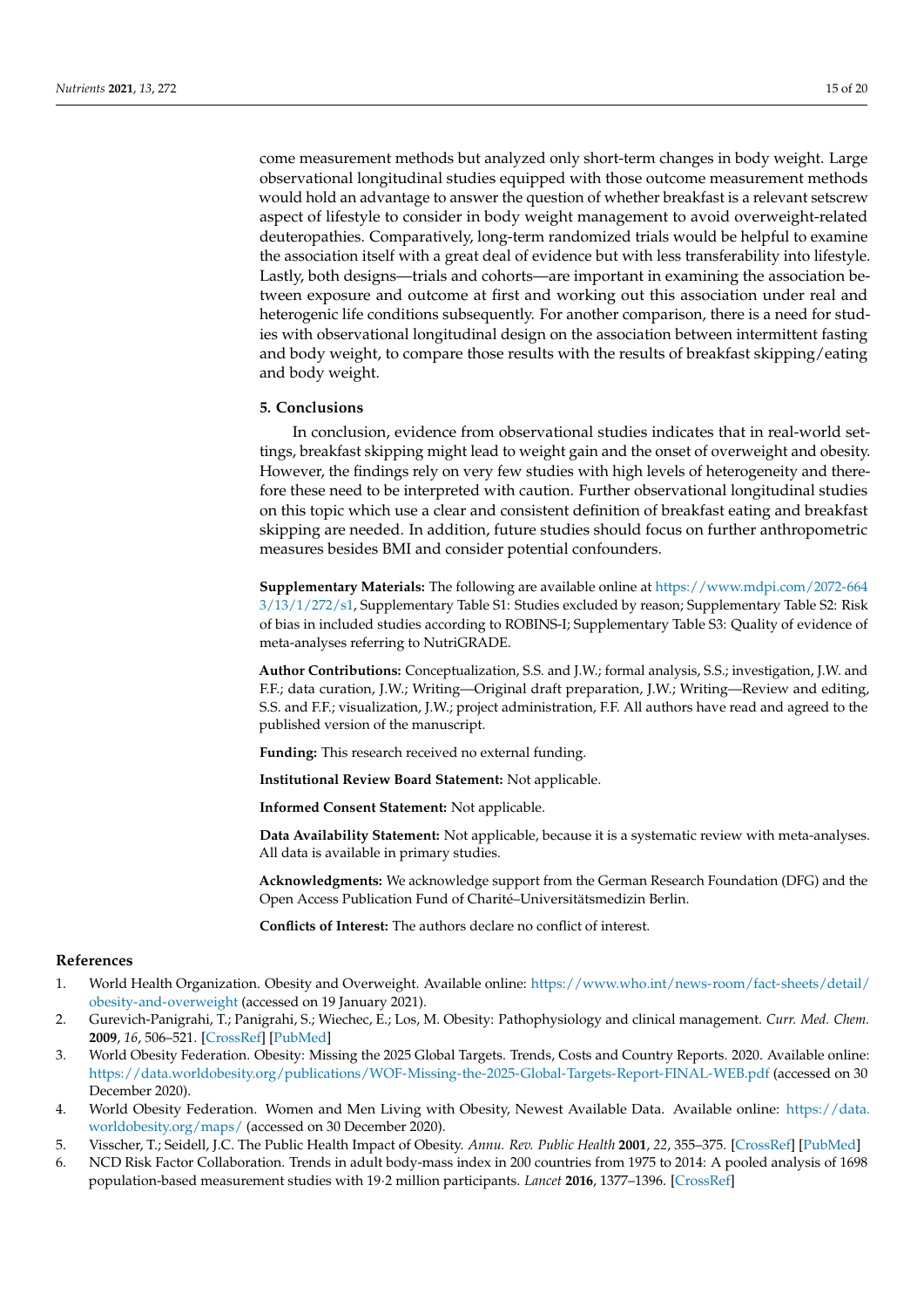come measurement methods but analyzed only short-term changes in body weight. Large observational longitudinal studies equipped with those outcome measurement methods would hold an advantage to answer the question of whether breakfast is a relevant setscrew aspect of lifestyle to consider in body weight management to avoid overweight-related deuteropathies. Comparatively, long-term randomized trials would be helpful to examine the association itself with a great deal of evidence but with less transferability into lifestyle. Lastly, both designs—trials and cohorts—are important in examining the association between exposure and outcome at first and working out this association under real and heterogenic life conditions subsequently. For another comparison, there is a need for studies with observational longitudinal design on the association between intermittent fasting and body weight, to compare those results with the results of breakfast skipping/eating and body weight.

## 5. Conclusions

In conclusion, evidence from observational studies indicates that in real-world settings, breakfast skipping might lead to weight gain and the onset of overweight and obesity. However, the findings rely on very few studies with high levels of heterogeneity and therefore these need to be interpreted with caution. Further observational longitudinal studies on this topic which use a clear and consistent definition of breakfast eating and breakfast skipping are needed. In addition, future studies should focus on further anthropometric measures besides BMI and consider potential confounders.

**Supplementary Materials:** The following are available online at https://www.mdpi.com/2072-6643/13/1/272/s1, Supplementary Table S1: Studies excluded by reason; Supplementary Table S2: Risk of bias in included studies according to ROBINS-I; Supplementary Table S3: Quality of evidence of meta-analyses referring to NutriGRADE.

**Author Contributions:** Conceptualization, S.S. and J.W.; formal analysis, S.S.; investigation, J.W. and F.F.; data curation, J.W.; Writing—Original draft preparation, J.W.; Writing—Review and editing, S.S. and F.F.; visualization, J.W.; project administration, F.F. All authors have read and agreed to the published version of the manuscript.

**Funding:** This research received no external funding.

**Institutional Review Board Statement:** Not applicable.

**Informed Consent Statement:** Not applicable.

**Data Availability Statement:** Not applicable, because it is a systematic review with meta-analyses. All data is available in primary studies.

**Acknowledgments:** We acknowledge support from the German Research Foundation (DFG) and the Open Access Publication Fund of Charité–Universitätsmedizin Berlin.

**Conflicts of Interest:** The authors declare no conflict of interest.

## References

1. World Health Organization. Obesity and Overweight. Available online: https://www.who.int/news-room/fact-sheets/detail/obesity-and-overweight (accessed on 19 January 2021).
2. Gurevich-Panigrahi, T.; Panigrahi, S.; Wiechec, E.; Los, M. Obesity: Pathophysiology and clinical management. *Curr. Med. Chem.* **2009**, *16*, 506–521. [CrossRef] [PubMed]
3. World Obesity Federation. Obesity: Missing the 2025 Global Targets. Trends, Costs and Country Reports. 2020. Available online: https://data.worldobesity.org/publications/WOF-Missing-the-2025-Global-Targets-Report-FINAL-WEB.pdf (accessed on 30 December 2020).
4. World Obesity Federation. Women and Men Living with Obesity, Newest Available Data. Available online: https://data.worldobesity.org/maps/ (accessed on 30 December 2020).
5. Visscher, T.; Seidell, J.C. The Public Health Impact of Obesity. *Annu. Rev. Public Health* **2001**, *22*, 355–375. [CrossRef] [PubMed]
6. NCD Risk Factor Collaboration. Trends in adult body-mass index in 200 countries from 1975 to 2014: A pooled analysis of 1698 population-based measurement studies with 19·2 million participants. *Lancet* **2016**, 1377–1396. [CrossRef]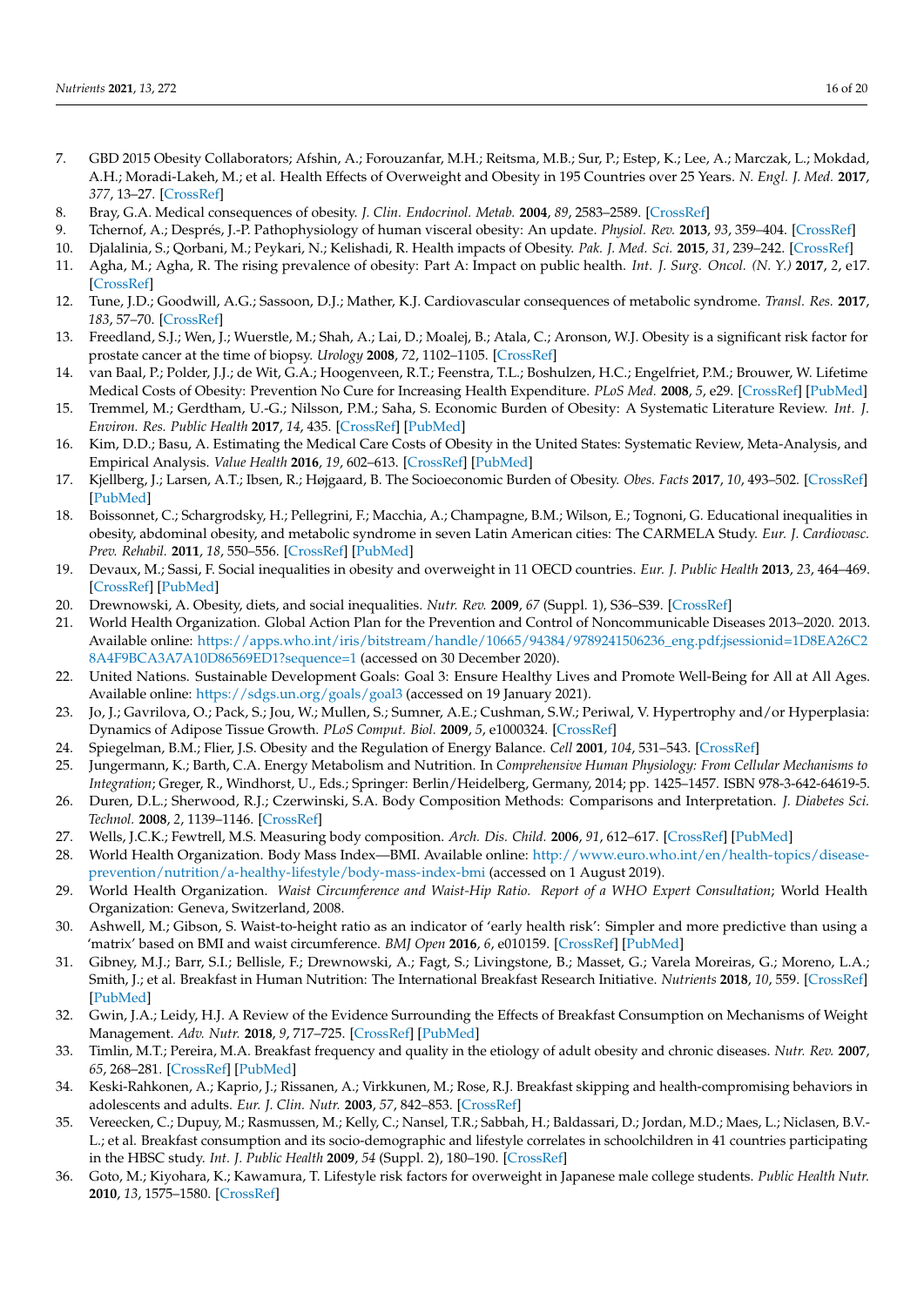7. GBD 2015 Obesity Collaborators; Afshin, A.; Forouzanfar, M.H.; Reitsma, M.B.; Sur, P.; Estep, K.; Lee, A.; Marczak, L.; Mokdad, A.H.; Moradi-Lakeh, M.; et al. Health Effects of Overweight and Obesity in 195 Countries over 25 Years. *N. Engl. J. Med.* **2017**, *377*, 13–27. [CrossRef]
8. Bray, G.A. Medical consequences of obesity. *J. Clin. Endocrinol. Metab.* **2004**, *89*, 2583–2589. [CrossRef]
9. Tchernof, A.; Després, J.-P. Pathophysiology of human visceral obesity: An update. *Physiol. Rev.* **2013**, *93*, 359–404. [CrossRef]
10. Djalalinia, S.; Qorbani, M.; Peykari, N.; Kelishadi, R. Health impacts of Obesity. *Pak. J. Med. Sci.* **2015**, *31*, 239–242. [CrossRef]
11. Agha, M.; Agha, R. The rising prevalence of obesity: Part A: Impact on public health. *Int. J. Surg. Oncol. (N. Y.)* **2017**, *2*, e17. [CrossRef]
12. Tune, J.D.; Goodwill, A.G.; Sassoon, D.J.; Mather, K.J. Cardiovascular consequences of metabolic syndrome. *Transl. Res.* **2017**, *183*, 57–70. [CrossRef]
13. Freedland, S.J.; Wen, J.; Wuerstle, M.; Shah, A.; Lai, D.; Moalej, B.; Atala, C.; Aronson, W.J. Obesity is a significant risk factor for prostate cancer at the time of biopsy. *Urology* **2008**, *72*, 1102–1105. [CrossRef]
14. van Baal, P.; Polder, J.J.; de Wit, G.A.; Hoogenveen, R.T.; Feenstra, T.L.; Boshulzen, H.C.; Engelfriet, P.M.; Brouwer, W. Lifetime Medical Costs of Obesity: Prevention No Cure for Increasing Health Expenditure. *PLoS Med.* **2008**, *5*, e29. [CrossRef] [PubMed]
15. Tremmel, M.; Gerdtham, U.-G.; Nilsson, P.M.; Saha, S. Economic Burden of Obesity: A Systematic Literature Review. *Int. J. Environ. Res. Public Health* **2017**, *14*, 435. [CrossRef] [PubMed]
16. Kim, D.D.; Basu, A. Estimating the Medical Care Costs of Obesity in the United States: Systematic Review, Meta-Analysis, and Empirical Analysis. *Value Health* **2016**, *19*, 602–613. [CrossRef] [PubMed]
17. Kjellberg, J.; Larsen, A.T.; Ibsen, R.; Højgaard, B. The Socioeconomic Burden of Obesity. *Obes. Facts* **2017**, *10*, 493–502. [CrossRef] [PubMed]
18. Boissonnet, C.; Schargrodsky, H.; Pellegrini, F.; Macchia, A.; Champagne, B.M.; Wilson, E.; Tognoni, G. Educational inequalities in obesity, abdominal obesity, and metabolic syndrome in seven Latin American cities: The CARMELA Study. *Eur. J. Cardiovasc. Prev. Rehabil.* **2011**, *18*, 550–556. [CrossRef] [PubMed]
19. Devaux, M.; Sassi, F. Social inequalities in obesity and overweight in 11 OECD countries. *Eur. J. Public Health* **2013**, *23*, 464–469. [CrossRef] [PubMed]
20. Drewnowski, A. Obesity, diets, and social inequalities. *Nutr. Rev.* **2009**, *67* (Suppl. 1), S36–S39. [CrossRef]
21. World Health Organization. Global Action Plan for the Prevention and Control of Noncommunicable Diseases 2013–2020. 2013. Available online: https://apps.who.int/iris/bitstream/handle/10665/94384/9789241506236_eng.pdf;jsessionid=1D8EA26C28A4F9BCA3A7A10D86569ED1?sequence=1 (accessed on 30 December 2020).
22. United Nations. Sustainable Development Goals: Goal 3: Ensure Healthy Lives and Promote Well-Being for All at All Ages. Available online: https://sdgs.un.org/goals/goal3 (accessed on 19 January 2021).
23. Jo, J.; Gavrilova, O.; Pack, S.; Jou, W.; Mullen, S.; Sumner, A.E.; Cushman, S.W.; Periwal, V. Hypertrophy and/or Hyperplasia: Dynamics of Adipose Tissue Growth. *PLoS Comput. Biol.* **2009**, *5*, e1000324. [CrossRef]
24. Spiegelman, B.M.; Flier, J.S. Obesity and the Regulation of Energy Balance. *Cell* **2001**, *104*, 531–543. [CrossRef]
25. Jungermann, K.; Barth, C.A. Energy Metabolism and Nutrition. In *Comprehensive Human Physiology: From Cellular Mechanisms to Integration*; Greger, R., Windhorst, U., Eds.; Springer: Berlin/Heidelberg, Germany, 2014; pp. 1425–1457. ISBN 978-3-642-64619-5.
26. Duren, D.L.; Sherwood, R.J.; Czerwinski, S.A. Body Composition Methods: Comparisons and Interpretation. *J. Diabetes Sci. Technol.* **2008**, *2*, 1139–1146. [CrossRef]
27. Wells, J.C.K.; Fewtrell, M.S. Measuring body composition. *Arch. Dis. Child.* **2006**, *91*, 612–617. [CrossRef] [PubMed]
28. World Health Organization. Body Mass Index—BMI. Available online: http://www.euro.who.int/en/health-topics/disease-prevention/nutrition/a-healthy-lifestyle/body-mass-index-bmi (accessed on 1 August 2019).
29. World Health Organization. *Waist Circumference and Waist-Hip Ratio. Report of a WHO Expert Consultation*; World Health Organization: Geneva, Switzerland, 2008.
30. Ashwell, M.; Gibson, S. Waist-to-height ratio as an indicator of 'early health risk': Simpler and more predictive than using a 'matrix' based on BMI and waist circumference. *BMJ Open* **2016**, *6*, e010159. [CrossRef] [PubMed]
31. Gibney, M.J.; Barr, S.I.; Bellisle, F.; Drewnowski, A.; Fagt, S.; Livingstone, B.; Masset, G.; Varela Moreiras, G.; Moreno, L.A.; Smith, J.; et al. Breakfast in Human Nutrition: The International Breakfast Research Initiative. *Nutrients* **2018**, *10*, 559. [CrossRef] [PubMed]
32. Gwin, J.A.; Leidy, H.J. A Review of the Evidence Surrounding the Effects of Breakfast Consumption on Mechanisms of Weight Management. *Adv. Nutr.* **2018**, *9*, 717–725. [CrossRef] [PubMed]
33. Timlin, M.T.; Pereira, M.A. Breakfast frequency and quality in the etiology of adult obesity and chronic diseases. *Nutr. Rev.* **2007**, *65*, 268–281. [CrossRef] [PubMed]
34. Keski-Rahkonen, A.; Kaprio, J.; Rissanen, A.; Virkkunen, M.; Rose, R.J. Breakfast skipping and health-compromising behaviors in adolescents and adults. *Eur. J. Clin. Nutr.* **2003**, *57*, 842–853. [CrossRef]
35. Vereecken, C.; Dupuy, M.; Rasmussen, M.; Kelly, C.; Nansel, T.R.; Sabbah, H.; Baldassari, D.; Jordan, M.D.; Maes, L.; Niclasen, B.V.-L.; et al. Breakfast consumption and its socio-demographic and lifestyle correlates in schoolchildren in 41 countries participating in the HBSC study. *Int. J. Public Health* **2009**, *54* (Suppl. 2), 180–190. [CrossRef]
36. Goto, M.; Kiyohara, K.; Kawamura, T. Lifestyle risk factors for overweight in Japanese male college students. *Public Health Nutr.* **2010**, *13*, 1575–1580. [CrossRef]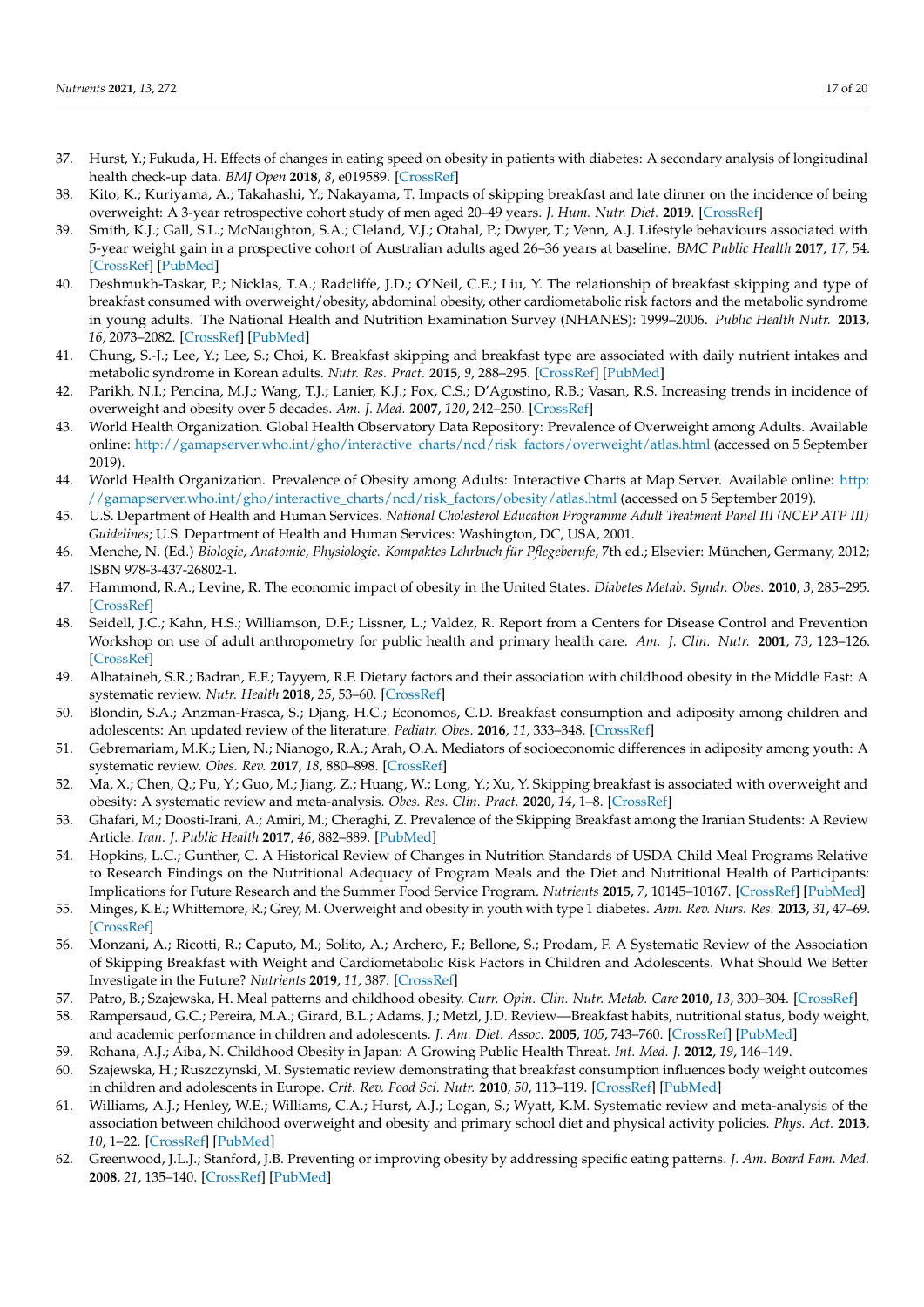37. Hurst, Y.; Fukuda, H. Effects of changes in eating speed on obesity in patients with diabetes: A secondary analysis of longitudinal health check-up data. *BMJ Open* **2018**, *8*, e019589. [CrossRef]
38. Kito, K.; Kuriyama, A.; Takahashi, Y.; Nakayama, T. Impacts of skipping breakfast and late dinner on the incidence of being overweight: A 3-year retrospective cohort study of men aged 20–49 years. *J. Hum. Nutr. Diet.* **2019**. [CrossRef]
39. Smith, K.J.; Gall, S.L.; McNaughton, S.A.; Cleland, V.J.; Otahal, P.; Dwyer, T.; Venn, A.J. Lifestyle behaviours associated with 5-year weight gain in a prospective cohort of Australian adults aged 26–36 years at baseline. *BMC Public Health* **2017**, *17*, 54. [CrossRef] [PubMed]
40. Deshmukh-Taskar, P.; Nicklas, T.A.; Radcliffe, J.D.; O'Neil, C.E.; Liu, Y. The relationship of breakfast skipping and type of breakfast consumed with overweight/obesity, abdominal obesity, other cardiometabolic risk factors and the metabolic syndrome in young adults. The National Health and Nutrition Examination Survey (NHANES): 1999–2006. *Public Health Nutr.* **2013**, *16*, 2073–2082. [CrossRef] [PubMed]
41. Chung, S.-J.; Lee, Y.; Lee, S.; Choi, K. Breakfast skipping and breakfast type are associated with daily nutrient intakes and metabolic syndrome in Korean adults. *Nutr. Res. Pract.* **2015**, *9*, 288–295. [CrossRef] [PubMed]
42. Parikh, N.I.; Pencina, M.J.; Wang, T.J.; Lanier, K.J.; Fox, C.S.; D'Agostino, R.B.; Vasan, R.S. Increasing trends in incidence of overweight and obesity over 5 decades. *Am. J. Med.* **2007**, *120*, 242–250. [CrossRef]
43. World Health Organization. Global Health Observatory Data Repository: Prevalence of Overweight among Adults. Available online: http://gamapserver.who.int/gho/interactive_charts/ncd/risk_factors/overweight/atlas.html (accessed on 5 September 2019).
44. World Health Organization. Prevalence of Obesity among Adults: Interactive Charts at Map Server. Available online: http://gamapserver.who.int/gho/interactive_charts/ncd/risk_factors/obesity/atlas.html (accessed on 5 September 2019).
45. U.S. Department of Health and Human Services. *National Cholesterol Education Programme Adult Treatment Panel III (NCEP ATP III) Guidelines*; U.S. Department of Health and Human Services: Washington, DC, USA, 2001.
46. Menche, N. (Ed.) *Biologie, Anatomie, Physiologie. Kompaktes Lehrbuch für Pflegeberufe*, 7th ed.; Elsevier: München, Germany, 2012; ISBN 978-3-437-26802-1.
47. Hammond, R.A.; Levine, R. The economic impact of obesity in the United States. *Diabetes Metab. Syndr. Obes.* **2010**, *3*, 285–295. [CrossRef]
48. Seidell, J.C.; Kahn, H.S.; Williamson, D.F.; Lissner, L.; Valdez, R. Report from a Centers for Disease Control and Prevention Workshop on use of adult anthropometry for public health and primary health care. *Am. J. Clin. Nutr.* **2001**, *73*, 123–126. [CrossRef]
49. Albataineh, S.R.; Badran, E.F.; Tayyem, R.F. Dietary factors and their association with childhood obesity in the Middle East: A systematic review. *Nutr. Health* **2018**, *25*, 53–60. [CrossRef]
50. Blondin, S.A.; Anzman-Frasca, S.; Djang, H.C.; Economos, C.D. Breakfast consumption and adiposity among children and adolescents: An updated review of the literature. *Pediatr. Obes.* **2016**, *11*, 333–348. [CrossRef]
51. Gebremariam, M.K.; Lien, N.; Nianogo, R.A.; Arah, O.A. Mediators of socioeconomic differences in adiposity among youth: A systematic review. *Obes. Rev.* **2017**, *18*, 880–898. [CrossRef]
52. Ma, X.; Chen, Q.; Pu, Y.; Guo, M.; Jiang, Z.; Huang, W.; Long, Y.; Xu, Y. Skipping breakfast is associated with overweight and obesity: A systematic review and meta-analysis. *Obes. Res. Clin. Pract.* **2020**, *14*, 1–8. [CrossRef]
53. Ghafari, M.; Doosti-Irani, A.; Amiri, M.; Cheraghi, Z. Prevalence of the Skipping Breakfast among the Iranian Students: A Review Article. *Iran. J. Public Health* **2017**, *46*, 882–889. [PubMed]
54. Hopkins, L.C.; Gunther, C. A Historical Review of Changes in Nutrition Standards of USDA Child Meal Programs Relative to Research Findings on the Nutritional Adequacy of Program Meals and the Diet and Nutritional Health of Participants: Implications for Future Research and the Summer Food Service Program. *Nutrients* **2015**, *7*, 10145–10167. [CrossRef] [PubMed]
55. Minges, K.E.; Whittemore, R.; Grey, M. Overweight and obesity in youth with type 1 diabetes. *Ann. Rev. Nurs. Res.* **2013**, *31*, 47–69. [CrossRef]
56. Monzani, A.; Ricotti, R.; Caputo, M.; Solito, A.; Archero, F.; Bellone, S.; Prodam, F. A Systematic Review of the Association of Skipping Breakfast with Weight and Cardiometabolic Risk Factors in Children and Adolescents. What Should We Better Investigate in the Future? *Nutrients* **2019**, *11*, 387. [CrossRef]
57. Patro, B.; Szajewska, H. Meal patterns and childhood obesity. *Curr. Opin. Clin. Nutr. Metab. Care* **2010**, *13*, 300–304. [CrossRef]
58. Rampersaud, G.C.; Pereira, M.A.; Girard, B.L.; Adams, J.; Metzl, J.D. Review—Breakfast habits, nutritional status, body weight, and academic performance in children and adolescents. *J. Am. Diet. Assoc.* **2005**, *105*, 743–760. [CrossRef] [PubMed]
59. Rohana, A.J.; Aiba, N. Childhood Obesity in Japan: A Growing Public Health Threat. *Int. Med. J.* **2012**, *19*, 146–149.
60. Szajewska, H.; Ruszczynski, M. Systematic review demonstrating that breakfast consumption influences body weight outcomes in children and adolescents in Europe. *Crit. Rev. Food Sci. Nutr.* **2010**, *50*, 113–119. [CrossRef] [PubMed]
61. Williams, A.J.; Henley, W.E.; Williams, C.A.; Hurst, A.J.; Logan, S.; Wyatt, K.M. Systematic review and meta-analysis of the association between childhood overweight and obesity and primary school diet and physical activity policies. *Phys. Act.* **2013**, *10*, 1–22. [CrossRef] [PubMed]
62. Greenwood, J.L.J.; Stanford, J.B. Preventing or improving obesity by addressing specific eating patterns. *J. Am. Board Fam. Med.* **2008**, *21*, 135–140. [CrossRef] [PubMed]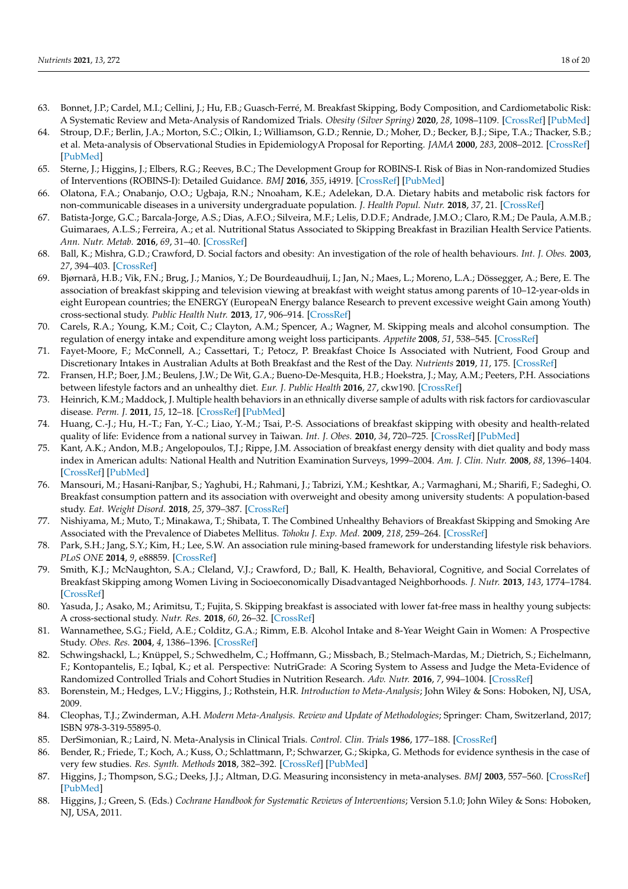63. Bonnet, J.P.; Cardel, M.I.; Cellini, J.; Hu, F.B.; Guasch-Ferré, M. Breakfast Skipping, Body Composition, and Cardiometabolic Risk: A Systematic Review and Meta-Analysis of Randomized Trials. *Obesity (Silver Spring)* **2020**, *28*, 1098–1109. [CrossRef] [PubMed]
64. Stroup, D.F.; Berlin, J.A.; Morton, S.C.; Olkin, I.; Williamson, G.D.; Rennie, D.; Moher, D.; Becker, B.J.; Sipe, T.A.; Thacker, S.B.; et al. Meta-analysis of Observational Studies in EpidemiologyA Proposal for Reporting. *JAMA* **2000**, *283*, 2008–2012. [CrossRef] [PubMed]
65. Sterne, J.; Higgins, J.; Elbers, R.G.; Reeves, B.C.; The Development Group for ROBINS-I. Risk of Bias in Non-randomized Studies of Interventions (ROBINS-I): Detailed Guidance. *BMJ* **2016**, *355*, i4919. [CrossRef] [PubMed]
66. Olatona, F.A.; Onabanjo, O.O.; Ugbaja, R.N.; Nnoaham, K.E.; Adelekan, D.A. Dietary habits and metabolic risk factors for non-communicable diseases in a university undergraduate population. *J. Health Popul. Nutr.* **2018**, *37*, 21. [CrossRef]
67. Batista-Jorge, G.C.; Barcala-Jorge, A.S.; Dias, A.F.O.; Silveira, M.F.; Lelis, D.D.F.; Andrade, J.M.O.; Claro, R.M.; De Paula, A.M.B.; Guimaraes, A.L.S.; Ferreira, A.; et al. Nutritional Status Associated to Skipping Breakfast in Brazilian Health Service Patients. *Ann. Nutr. Metab.* **2016**, *69*, 31–40. [CrossRef]
68. Ball, K.; Mishra, G.D.; Crawford, D. Social factors and obesity: An investigation of the role of health behaviours. *Int. J. Obes.* **2003**, *27*, 394–403. [CrossRef]
69. Bjørnarå, H.B.; Vik, F.N.; Brug, J.; Manios, Y.; De Bourdeaudhuij, I.; Jan, N.; Maes, L.; Moreno, L.A.; Dössegger, A.; Bere, E. The association of breakfast skipping and television viewing at breakfast with weight status among parents of 10–12-year-olds in eight European countries; the ENERGY (EuropeaN Energy balance Research to prevent excessive weight Gain among Youth) cross-sectional study. *Public Health Nutr.* **2013**, *17*, 906–914. [CrossRef]
70. Carels, R.A.; Young, K.M.; Coit, C.; Clayton, A.M.; Spencer, A.; Wagner, M. Skipping meals and alcohol consumption. The regulation of energy intake and expenditure among weight loss participants. *Appetite* **2008**, *51*, 538–545. [CrossRef]
71. Fayet-Moore, F.; McConnell, A.; Cassettari, T.; Petocz, P. Breakfast Choice Is Associated with Nutrient, Food Group and Discretionary Intakes in Australian Adults at Both Breakfast and the Rest of the Day. *Nutrients* **2019**, *11*, 175. [CrossRef]
72. Fransen, H.P.; Boer, J.M.; Beulens, J.W.; De Wit, G.A.; Bueno-De-Mesquita, H.B.; Hoekstra, J.; May, A.M.; Peeters, P.H. Associations between lifestyle factors and an unhealthy diet. *Eur. J. Public Health* **2016**, *27*, ckw190. [CrossRef]
73. Heinrich, K.M.; Maddock, J. Multiple health behaviors in an ethnically diverse sample of adults with risk factors for cardiovascular disease. *Perm. J.* **2011**, *15*, 12–18. [CrossRef] [PubMed]
74. Huang, C.-J.; Hu, H.-T.; Fan, Y.-C.; Liao, Y.-M.; Tsai, P.-S. Associations of breakfast skipping with obesity and health-related quality of life: Evidence from a national survey in Taiwan. *Int. J. Obes.* **2010**, *34*, 720–725. [CrossRef] [PubMed]
75. Kant, A.K.; Andon, M.B.; Angelopoulos, T.J.; Rippe, J.M. Association of breakfast energy density with diet quality and body mass index in American adults: National Health and Nutrition Examination Surveys, 1999–2004. *Am. J. Clin. Nutr.* **2008**, *88*, 1396–1404. [CrossRef] [PubMed]
76. Mansouri, M.; Hasani-Ranjbar, S.; Yaghubi, H.; Rahmani, J.; Tabrizi, Y.M.; Keshtkar, A.; Varmaghani, M.; Sharifi, F.; Sadeghi, O. Breakfast consumption pattern and its association with overweight and obesity among university students: A population-based study. *Eat. Weight Disord.* **2018**, *25*, 379–387. [CrossRef]
77. Nishiyama, M.; Muto, T.; Minakawa, T.; Shibata, T. The Combined Unhealthy Behaviors of Breakfast Skipping and Smoking Are Associated with the Prevalence of Diabetes Mellitus. *Tohoku J. Exp. Med.* **2009**, *218*, 259–264. [CrossRef]
78. Park, S.H.; Jang, S.Y.; Kim, H.; Lee, S.W. An association rule mining-based framework for understanding lifestyle risk behaviors. *PLoS ONE* **2014**, *9*, e88859. [CrossRef]
79. Smith, K.J.; McNaughton, S.A.; Cleland, V.J.; Crawford, D.; Ball, K. Health, Behavioral, Cognitive, and Social Correlates of Breakfast Skipping among Women Living in Socioeconomically Disadvantaged Neighborhoods. *J. Nutr.* **2013**, *143*, 1774–1784. [CrossRef]
80. Yasuda, J.; Asako, M.; Arimitsu, T.; Fujita, S. Skipping breakfast is associated with lower fat-free mass in healthy young subjects: A cross-sectional study. *Nutr. Res.* **2018**, *60*, 26–32. [CrossRef]
81. Wannamethee, S.G.; Field, A.E.; Colditz, G.A.; Rimm, E.B. Alcohol Intake and 8-Year Weight Gain in Women: A Prospective Study. *Obes. Res.* **2004**, *4*, 1386–1396. [CrossRef]
82. Schwingshackl, L.; Knüppel, S.; Schwedhelm, C.; Hoffmann, G.; Missbach, B.; Stelmach-Mardas, M.; Dietrich, S.; Eichelmann, F.; Kontopantelis, E.; Iqbal, K.; et al. Perspective: NutriGrade: A Scoring System to Assess and Judge the Meta-Evidence of Randomized Controlled Trials and Cohort Studies in Nutrition Research. *Adv. Nutr.* **2016**, *7*, 994–1004. [CrossRef]
83. Borenstein, M.; Hedges, L.V.; Higgins, J.; Rothstein, H.R. *Introduction to Meta-Analysis*; John Wiley & Sons: Hoboken, NJ, USA, 2009.
84. Cleophas, T.J.; Zwinderman, A.H. *Modern Meta-Analysis. Review and Update of Methodologies*; Springer: Cham, Switzerland, 2017; ISBN 978-3-319-55895-0.
85. DerSimonian, R.; Laird, N. Meta-Analysis in Clinical Trials. *Control. Clin. Trials* **1986**, 177–188. [CrossRef]
86. Bender, R.; Friede, T.; Koch, A.; Kuss, O.; Schlattmann, P.; Schwarzer, G.; Skipka, G. Methods for evidence synthesis in the case of very few studies. *Res. Synth. Methods* **2018**, 382–392. [CrossRef] [PubMed]
87. Higgins, J.; Thompson, S.G.; Deeks, J.J.; Altman, D.G. Measuring inconsistency in meta-analyses. *BMJ* **2003**, 557–560. [CrossRef] [PubMed]
88. Higgins, J.; Green, S. (Eds.) *Cochrane Handbook for Systematic Reviews of Interventions*; Version 5.1.0; John Wiley & Sons: Hoboken, NJ, USA, 2011.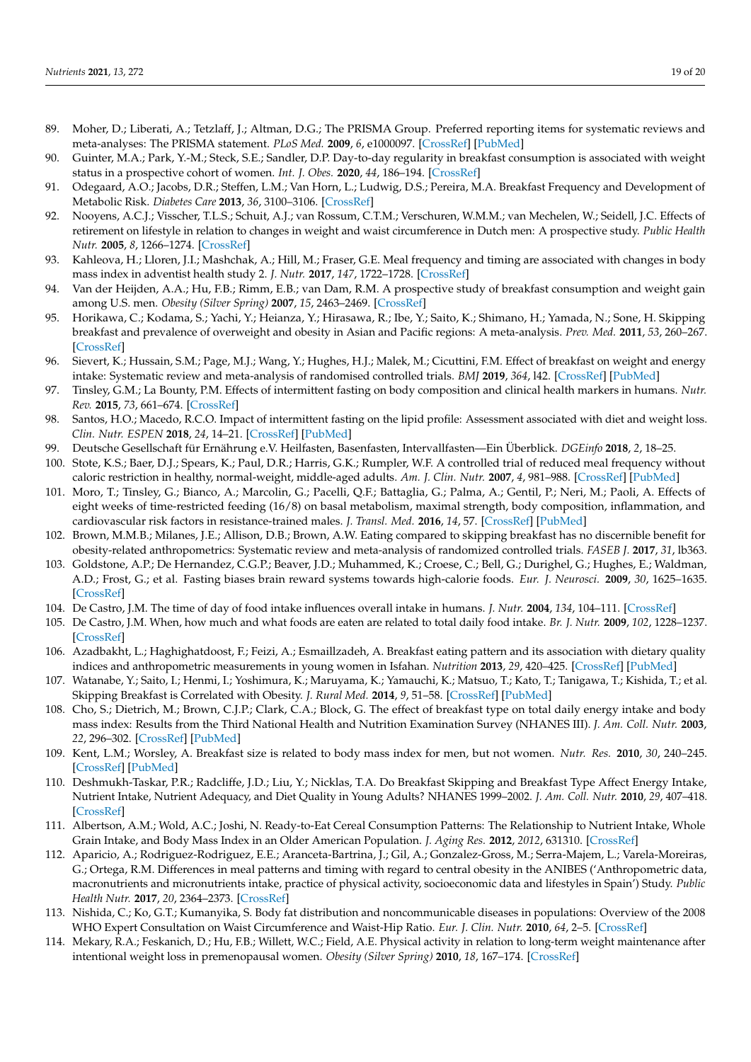89. Moher, D.; Liberati, A.; Tetzlaff, J.; Altman, D.G.; The PRISMA Group. Preferred reporting items for systematic reviews and meta-analyses: The PRISMA statement. *PLoS Med.* **2009**, *6*, e1000097. [CrossRef] [PubMed]
90. Guinter, M.A.; Park, Y.-M.; Steck, S.E.; Sandler, D.P. Day-to-day regularity in breakfast consumption is associated with weight status in a prospective cohort of women. *Int. J. Obes.* **2020**, *44*, 186–194. [CrossRef]
91. Odegaard, A.O.; Jacobs, D.R.; Steffen, L.M.; Van Horn, L.; Ludwig, D.S.; Pereira, M.A. Breakfast Frequency and Development of Metabolic Risk. *Diabetes Care* **2013**, *36*, 3100–3106. [CrossRef]
92. Nooyens, A.C.J.; Visscher, T.L.S.; Schuit, A.J.; van Rossum, C.T.M.; Verschuren, W.M.M.; van Mechelen, W.; Seidell, J.C. Effects of retirement on lifestyle in relation to changes in weight and waist circumference in Dutch men: A prospective study. *Public Health Nutr.* **2005**, *8*, 1266–1274. [CrossRef]
93. Kahleova, H.; Lloren, J.I.; Mashchak, A.; Hill, M.; Fraser, G.E. Meal frequency and timing are associated with changes in body mass index in adventist health study 2. *J. Nutr.* **2017**, *147*, 1722–1728. [CrossRef]
94. Van der Heijden, A.A.; Hu, F.B.; Rimm, E.B.; van Dam, R.M. A prospective study of breakfast consumption and weight gain among U.S. men. *Obesity (Silver Spring)* **2007**, *15*, 2463–2469. [CrossRef]
95. Horikawa, C.; Kodama, S.; Yachi, Y.; Heianza, Y.; Hirasawa, R.; Ibe, Y.; Saito, K.; Shimano, H.; Yamada, N.; Sone, H. Skipping breakfast and prevalence of overweight and obesity in Asian and Pacific regions: A meta-analysis. *Prev. Med.* **2011**, *53*, 260–267. [CrossRef]
96. Sievert, K.; Hussain, S.M.; Page, M.J.; Wang, Y.; Hughes, H.J.; Malek, M.; Cicuttini, F.M. Effect of breakfast on weight and energy intake: Systematic review and meta-analysis of randomised controlled trials. *BMJ* **2019**, *364*, l42. [CrossRef] [PubMed]
97. Tinsley, G.M.; La Bounty, P.M. Effects of intermittent fasting on body composition and clinical health markers in humans. *Nutr. Rev.* **2015**, *73*, 661–674. [CrossRef]
98. Santos, H.O.; Macedo, R.C.O. Impact of intermittent fasting on the lipid profile: Assessment associated with diet and weight loss. *Clin. Nutr. ESPEN* **2018**, *24*, 14–21. [CrossRef] [PubMed]
99. Deutsche Gesellschaft für Ernährung e.V. Heilfasten, Basenfasten, Intervallfasten—Ein Überblick. *DGEinfo* **2018**, *2*, 18–25.
100. Stote, K.S.; Baer, D.J.; Spears, K.; Paul, D.R.; Harris, G.K.; Rumpler, W.F. A controlled trial of reduced meal frequency without caloric restriction in healthy, normal-weight, middle-aged adults. *Am. J. Clin. Nutr.* **2007**, *4*, 981–988. [CrossRef] [PubMed]
101. Moro, T.; Tinsley, G.; Bianco, A.; Marcolin, G.; Pacelli, Q.F.; Battaglia, G.; Palma, A.; Gentil, P.; Neri, M.; Paoli, A. Effects of eight weeks of time-restricted feeding (16/8) on basal metabolism, maximal strength, body composition, inflammation, and cardiovascular risk factors in resistance-trained males. *J. Transl. Med.* **2016**, *14*, 57. [CrossRef] [PubMed]
102. Brown, M.M.B.; Milanes, J.E.; Allison, D.B.; Brown, A.W. Eating compared to skipping breakfast has no discernible benefit for obesity-related anthropometrics: Systematic review and meta-analysis of randomized controlled trials. *FASEB J.* **2017**, *31*, lb363.
103. Goldstone, A.P.; De Hernandez, C.G.P.; Beaver, J.D.; Muhammed, K.; Croese, C.; Bell, G.; Durighel, G.; Hughes, E.; Waldman, A.D.; Frost, G.; et al. Fasting biases brain reward systems towards high-calorie foods. *Eur. J. Neurosci.* **2009**, *30*, 1625–1635. [CrossRef]
104. De Castro, J.M. The time of day of food intake influences overall intake in humans. *J. Nutr.* **2004**, *134*, 104–111. [CrossRef]
105. De Castro, J.M. When, how much and what foods are eaten are related to total daily food intake. *Br. J. Nutr.* **2009**, *102*, 1228–1237. [CrossRef]
106. Azadbakht, L.; Haghighatdoost, F.; Feizi, A.; Esmaillzadeh, A. Breakfast eating pattern and its association with dietary quality indices and anthropometric measurements in young women in Isfahan. *Nutrition* **2013**, *29*, 420–425. [CrossRef] [PubMed]
107. Watanabe, Y.; Saito, I.; Henmi, I.; Yoshimura, K.; Maruyama, K.; Yamauchi, K.; Matsuo, T.; Kato, T.; Tanigawa, T.; Kishida, T.; et al. Skipping Breakfast is Correlated with Obesity. *J. Rural Med.* **2014**, *9*, 51–58. [CrossRef] [PubMed]
108. Cho, S.; Dietrich, M.; Brown, C.J.P.; Clark, C.A.; Block, G. The effect of breakfast type on total daily energy intake and body mass index: Results from the Third National Health and Nutrition Examination Survey (NHANES III). *J. Am. Coll. Nutr.* **2003**, *22*, 296–302. [CrossRef] [PubMed]
109. Kent, L.M.; Worsley, A. Breakfast size is related to body mass index for men, but not women. *Nutr. Res.* **2010**, *30*, 240–245. [CrossRef] [PubMed]
110. Deshmukh-Taskar, P.R.; Radcliffe, J.D.; Liu, Y.; Nicklas, T.A. Do Breakfast Skipping and Breakfast Type Affect Energy Intake, Nutrient Intake, Nutrient Adequacy, and Diet Quality in Young Adults? NHANES 1999–2002. *J. Am. Coll. Nutr.* **2010**, *29*, 407–418. [CrossRef]
111. Albertson, A.M.; Wold, A.C.; Joshi, N. Ready-to-Eat Cereal Consumption Patterns: The Relationship to Nutrient Intake, Whole Grain Intake, and Body Mass Index in an Older American Population. *J. Aging Res.* **2012**, *2012*, 631310. [CrossRef]
112. Aparicio, A.; Rodriguez-Rodriguez, E.E.; Aranceta-Bartrina, J.; Gil, A.; Gonzalez-Gross, M.; Serra-Majem, L.; Varela-Moreiras, G.; Ortega, R.M. Differences in meal patterns and timing with regard to central obesity in the ANIBES ('Anthropometric data, macronutrients and micronutrients intake, practice of physical activity, socioeconomic data and lifestyles in Spain') Study. *Public Health Nutr.* **2017**, *20*, 2364–2373. [CrossRef]
113. Nishida, C.; Ko, G.T.; Kumanyika, S. Body fat distribution and noncommunicable diseases in populations: Overview of the 2008 WHO Expert Consultation on Waist Circumference and Waist-Hip Ratio. *Eur. J. Clin. Nutr.* **2010**, *64*, 2–5. [CrossRef]
114. Mekary, R.A.; Feskanich, D.; Hu, F.B.; Willett, W.C.; Field, A.E. Physical activity in relation to long-term weight maintenance after intentional weight loss in premenopausal women. *Obesity (Silver Spring)* **2010**, *18*, 167–174. [CrossRef]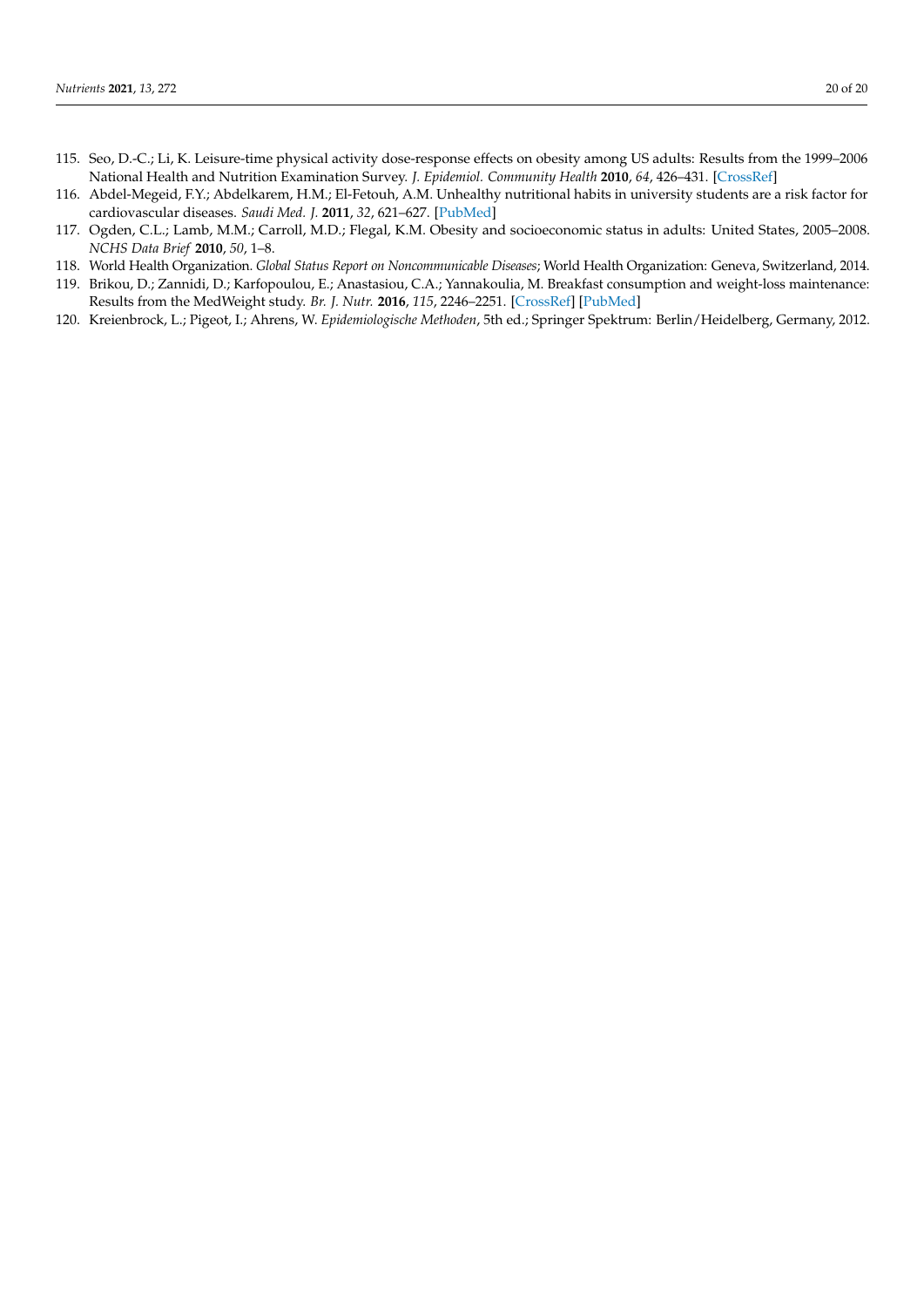115. Seo, D.-C.; Li, K. Leisure-time physical activity dose-response effects on obesity among US adults: Results from the 1999–2006 National Health and Nutrition Examination Survey. *J. Epidemiol. Community Health* **2010**, *64*, 426–431. [CrossRef]
116. Abdel-Megeid, F.Y.; Abdelkarem, H.M.; El-Fetouh, A.M. Unhealthy nutritional habits in university students are a risk factor for cardiovascular diseases. *Saudi Med. J.* **2011**, *32*, 621–627. [PubMed]
117. Ogden, C.L.; Lamb, M.M.; Carroll, M.D.; Flegal, K.M. Obesity and socioeconomic status in adults: United States, 2005–2008. *NCHS Data Brief* **2010**, *50*, 1–8.
118. World Health Organization. *Global Status Report on Noncommunicable Diseases*; World Health Organization: Geneva, Switzerland, 2014.
119. Brikou, D.; Zannidi, D.; Karfopoulou, E.; Anastasiou, C.A.; Yannakoulia, M. Breakfast consumption and weight-loss maintenance: Results from the MedWeight study. *Br. J. Nutr.* **2016**, *115*, 2246–2251. [CrossRef] [PubMed]
120. Kreienbrock, L.; Pigeot, I.; Ahrens, W. *Epidemiologische Methoden*, 5th ed.; Springer Spektrum: Berlin/Heidelberg, Germany, 2012.